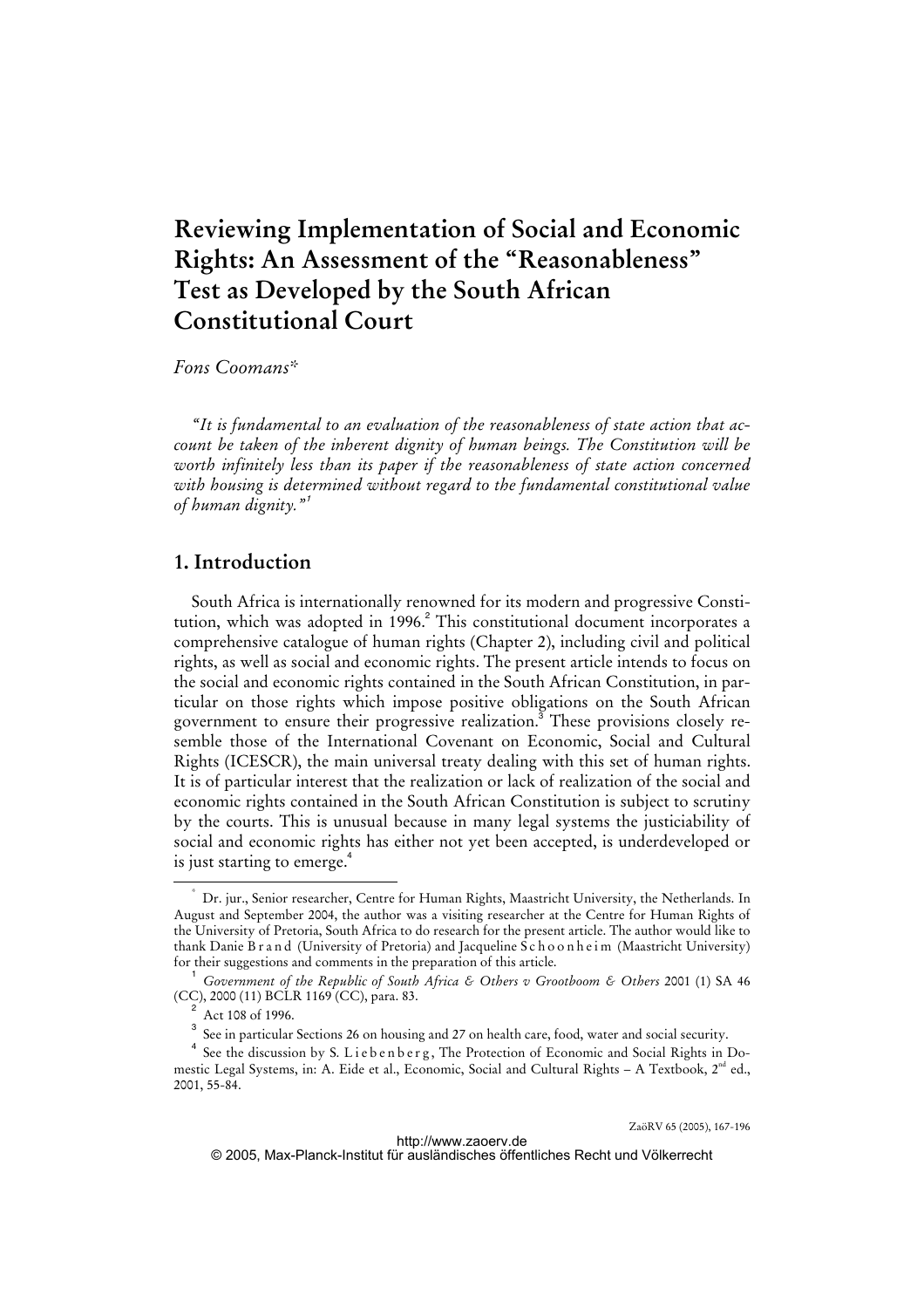# Reviewing Implementation of Social and Economic Rights: An Assessment of the "Reasonableness" Test as Developed by the South African Constitutional Court

*Fons Coomans**

*"It is fundamental to an evaluation of the reasonableness of state action that account be taken of the inherent dignity of human beings. The Constitution will be worth infinitely less than its paper if the reasonableness of state action concerned with housing is determined without regard to the fundamental constitutional value of human dignity."*[1]

## 1. Introduction

South Africa is internationally renowned for its modern and progressive Constitution, which was adopted in 1996.[2] This constitutional document incorporates a comprehensive catalogue of human rights (Chapter 2), including civil and political rights, as well as social and economic rights. The present article intends to focus on the social and economic rights contained in the South African Constitution, in particular on those rights which impose positive obligations on the South African government to ensure their progressive realization.[3] These provisions closely resemble those of the International Covenant on Economic, Social and Cultural Rights (ICESCR), the main universal treaty dealing with this set of human rights. It is of particular interest that the realization or lack of realization of the social and economic rights contained in the South African Constitution is subject to scrutiny by the courts. This is unusual because in many legal systems the justiciability of social and economic rights has either not yet been accepted, is underdeveloped or is just starting to emerge.[4]

---

\* Dr. jur., Senior researcher, Centre for Human Rights, Maastricht University, the Netherlands. In August and September 2004, the author was a visiting researcher at the Centre for Human Rights of the University of Pretoria, South Africa to do research for the present article. The author would like to thank Danie Brand (University of Pretoria) and Jacqueline Schoonheim (Maastricht University) for their suggestions and comments in the preparation of this article.

[1] *Government of the Republic of South Africa & Others v Grootboom & Others* 2001 (1) SA 46 (CC), 2000 (11) BCLR 1169 (CC), para. 83.

[2] Act 108 of 1996.

[3] See in particular Sections 26 on housing and 27 on health care, food, water and social security.

[4] See the discussion by S. Liebenberg, The Protection of Economic and Social Rights in Domestic Legal Systems, in: A. Eide et al., Economic, Social and Cultural Rights – A Textbook, 2nd ed., 2001, 55-84.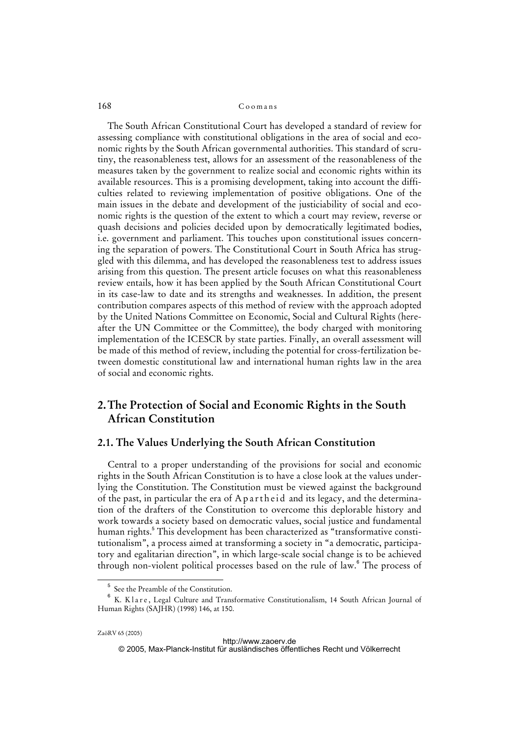The South African Constitutional Court has developed a standard of review for assessing compliance with constitutional obligations in the area of social and economic rights by the South African governmental authorities. This standard of scrutiny, the reasonableness test, allows for an assessment of the reasonableness of the measures taken by the government to realize social and economic rights within its available resources. This is a promising development, taking into account the difficulties related to reviewing implementation of positive obligations. One of the main issues in the debate and development of the justiciability of social and economic rights is the question of the extent to which a court may review, reverse or quash decisions and policies decided upon by democratically legitimated bodies, i.e. government and parliament. This touches upon constitutional issues concerning the separation of powers. The Constitutional Court in South Africa has struggled with this dilemma, and has developed the reasonableness test to address issues arising from this question. The present article focuses on what this reasonableness review entails, how it has been applied by the South African Constitutional Court in its case-law to date and its strengths and weaknesses. In addition, the present contribution compares aspects of this method of review with the approach adopted by the United Nations Committee on Economic, Social and Cultural Rights (hereafter the UN Committee or the Committee), the body charged with monitoring implementation of the ICESCR by state parties. Finally, an overall assessment will be made of this method of review, including the potential for cross-fertilization between domestic constitutional law and international human rights law in the area of social and economic rights.

## 2. The Protection of Social and Economic Rights in the South African Constitution

### 2.1. The Values Underlying the South African Constitution

Central to a proper understanding of the provisions for social and economic rights in the South African Constitution is to have a close look at the values underlying the Constitution. The Constitution must be viewed against the background of the past, in particular the era of Apartheid and its legacy, and the determination of the drafters of the Constitution to overcome this deplorable history and work towards a society based on democratic values, social justice and fundamental human rights.[5] This development has been characterized as "transformative constitutionalism", a process aimed at transforming a society in "a democratic, participatory and egalitarian direction", in which large-scale social change is to be achieved through non-violent political processes based on the rule of law.[6] The process of

---

[5] See the Preamble of the Constitution.

[6] K. Klare, Legal Culture and Transformative Constitutionalism, 14 South African Journal of Human Rights (SAJHR) (1998) 146, at 150.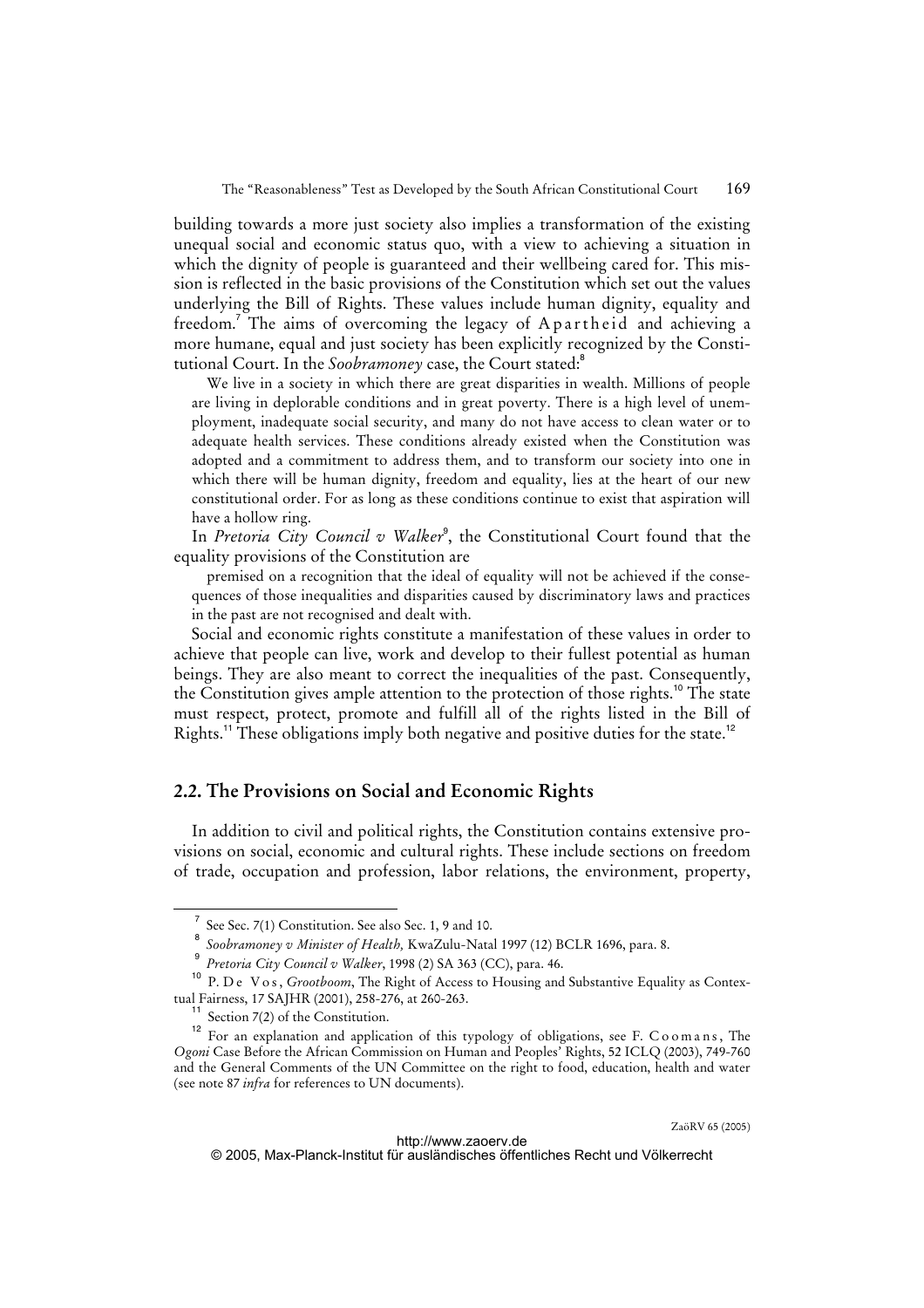building towards a more just society also implies a transformation of the existing unequal social and economic status quo, with a view to achieving a situation in which the dignity of people is guaranteed and their wellbeing cared for. This mission is reflected in the basic provisions of the Constitution which set out the values underlying the Bill of Rights. These values include human dignity, equality and freedom.[7] The aims of overcoming the legacy of Apartheid and achieving a more humane, equal and just society has been explicitly recognized by the Constitutional Court. In the *Soobramoney* case, the Court stated:[8]

> We live in a society in which there are great disparities in wealth. Millions of people are living in deplorable conditions and in great poverty. There is a high level of unemployment, inadequate social security, and many do not have access to clean water or to adequate health services. These conditions already existed when the Constitution was adopted and a commitment to address them, and to transform our society into one in which there will be human dignity, freedom and equality, lies at the heart of our new constitutional order. For as long as these conditions continue to exist that aspiration will have a hollow ring.

In *Pretoria City Council v Walker*[9], the Constitutional Court found that the equality provisions of the Constitution are

> premised on a recognition that the ideal of equality will not be achieved if the consequences of those inequalities and disparities caused by discriminatory laws and practices in the past are not recognised and dealt with.

Social and economic rights constitute a manifestation of these values in order to achieve that people can live, work and develop to their fullest potential as human beings. They are also meant to correct the inequalities of the past. Consequently, the Constitution gives ample attention to the protection of those rights.[10] The state must respect, protect, promote and fulfill all of the rights listed in the Bill of Rights.[11] These obligations imply both negative and positive duties for the state.[12]

## 2.2. The Provisions on Social and Economic Rights

In addition to civil and political rights, the Constitution contains extensive provisions on social, economic and cultural rights. These include sections on freedom of trade, occupation and profession, labor relations, the environment, property,

---

[7] See Sec. 7(1) Constitution. See also Sec. 1, 9 and 10.

[8] *Soobramoney v Minister of Health,* KwaZulu-Natal 1997 (12) BCLR 1696, para. 8.

[9] *Pretoria City Council v Walker*, 1998 (2) SA 363 (CC), para. 46.

[10] P. De Vos, *Grootboom*, The Right of Access to Housing and Substantive Equality as Contextual Fairness, 17 SAJHR (2001), 258-276, at 260-263.

[11] Section 7(2) of the Constitution.

[12] For an explanation and application of this typology of obligations, see F. Coomans, The *Ogoni* Case Before the African Commission on Human and Peoples' Rights, 52 ICLQ (2003), 749-760 and the General Comments of the UN Committee on the right to food, education, health and water (see note 87 *infra* for references to UN documents).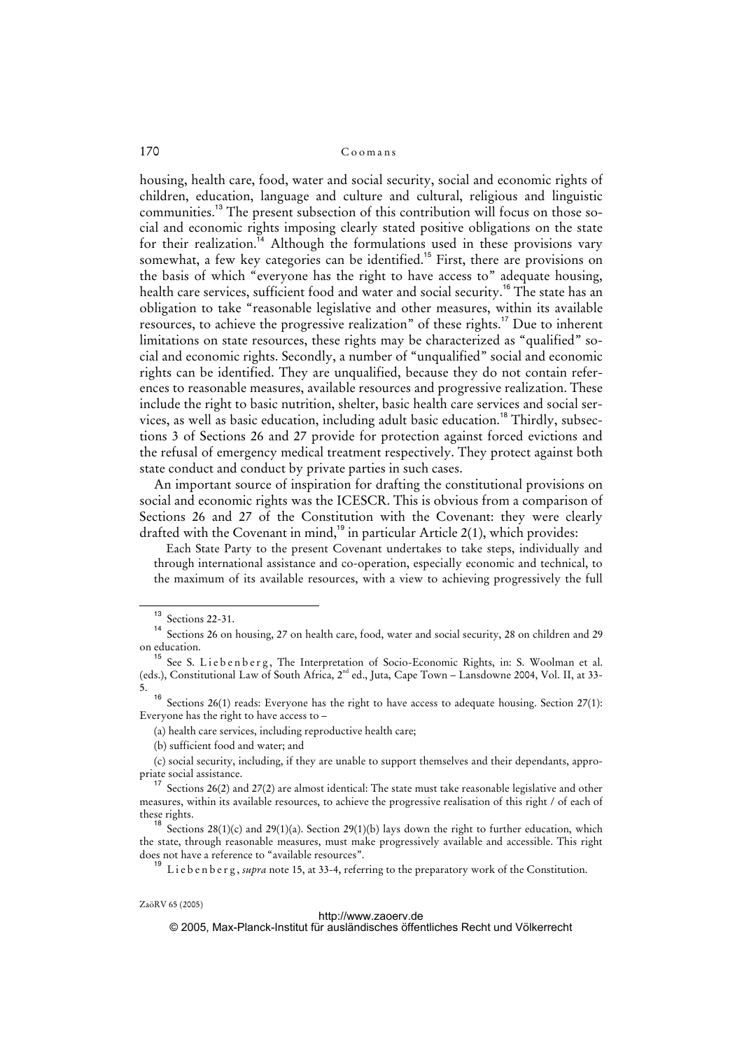housing, health care, food, water and social security, social and economic rights of children, education, language and culture and cultural, religious and linguistic communities.[13] The present subsection of this contribution will focus on those social and economic rights imposing clearly stated positive obligations on the state for their realization.[14] Although the formulations used in these provisions vary somewhat, a few key categories can be identified.[15] First, there are provisions on the basis of which "everyone has the right to have access to" adequate housing, health care services, sufficient food and water and social security.[16] The state has an obligation to take "reasonable legislative and other measures, within its available resources, to achieve the progressive realization" of these rights.[17] Due to inherent limitations on state resources, these rights may be characterized as "qualified" social and economic rights. Secondly, a number of "unqualified" social and economic rights can be identified. They are unqualified, because they do not contain references to reasonable measures, available resources and progressive realization. These include the right to basic nutrition, shelter, basic health care services and social services, as well as basic education, including adult basic education.[18] Thirdly, subsections 3 of Sections 26 and 27 provide for protection against forced evictions and the refusal of emergency medical treatment respectively. They protect against both state conduct and conduct by private parties in such cases.

An important source of inspiration for drafting the constitutional provisions on social and economic rights was the ICESCR. This is obvious from a comparison of Sections 26 and 27 of the Constitution with the Covenant: they were clearly drafted with the Covenant in mind,[19] in particular Article 2(1), which provides:

> Each State Party to the present Covenant undertakes to take steps, individually and through international assistance and co-operation, especially economic and technical, to the maximum of its available resources, with a view to achieving progressively the full

---

[13] Sections 22-31.

[14] Sections 26 on housing, 27 on health care, food, water and social security, 28 on children and 29 on education.

[15] See S. Liebenberg, The Interpretation of Socio-Economic Rights, in: S. Woolman et al. (eds.), Constitutional Law of South Africa, 2nd ed., Juta, Cape Town – Lansdowne 2004, Vol. II, at 33-5.

[16] Sections 26(1) reads: Everyone has the right to have access to adequate housing. Section 27(1): Everyone has the right to have access to –

(a) health care services, including reproductive health care;

(b) sufficient food and water; and

(c) social security, including, if they are unable to support themselves and their dependants, appropriate social assistance.

[17] Sections 26(2) and 27(2) are almost identical: The state must take reasonable legislative and other measures, within its available resources, to achieve the progressive realisation of this right / of each of these rights.

[18] Sections 28(1)(c) and 29(1)(a). Section 29(1)(b) lays down the right to further education, which the state, through reasonable measures, must make progressively available and accessible. This right does not have a reference to "available resources".

[19] Liebenberg, *supra* note 15, at 33-4, referring to the preparatory work of the Constitution.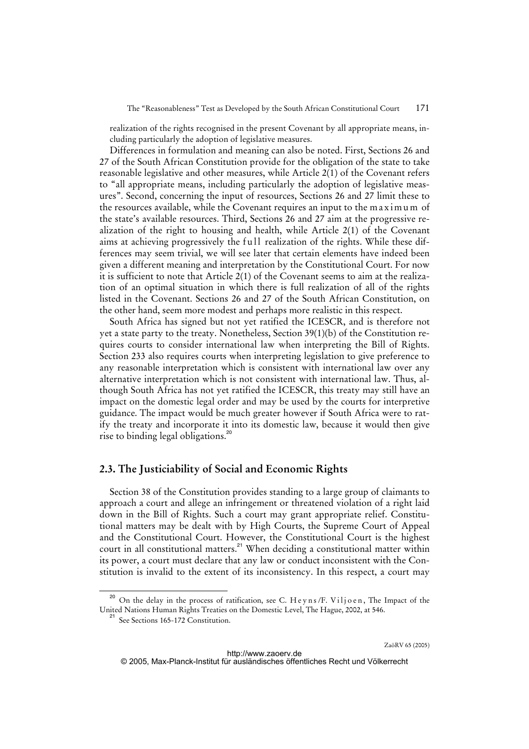realization of the rights recognised in the present Covenant by all appropriate means, including particularly the adoption of legislative measures.

Differences in formulation and meaning can also be noted. First, Sections 26 and 27 of the South African Constitution provide for the obligation of the state to take reasonable legislative and other measures, while Article 2(1) of the Covenant refers to "all appropriate means, including particularly the adoption of legislative measures". Second, concerning the input of resources, Sections 26 and 27 limit these to the resources available, while the Covenant requires an input to the maximum of the state's available resources. Third, Sections 26 and 27 aim at the progressive realization of the right to housing and health, while Article 2(1) of the Covenant aims at achieving progressively the full realization of the rights. While these differences may seem trivial, we will see later that certain elements have indeed been given a different meaning and interpretation by the Constitutional Court. For now it is sufficient to note that Article 2(1) of the Covenant seems to aim at the realization of an optimal situation in which there is full realization of all of the rights listed in the Covenant. Sections 26 and 27 of the South African Constitution, on the other hand, seem more modest and perhaps more realistic in this respect.

South Africa has signed but not yet ratified the ICESCR, and is therefore not yet a state party to the treaty. Nonetheless, Section 39(1)(b) of the Constitution requires courts to consider international law when interpreting the Bill of Rights. Section 233 also requires courts when interpreting legislation to give preference to any reasonable interpretation which is consistent with international law over any alternative interpretation which is not consistent with international law. Thus, although South Africa has not yet ratified the ICESCR, this treaty may still have an impact on the domestic legal order and may be used by the courts for interpretive guidance. The impact would be much greater however if South Africa were to ratify the treaty and incorporate it into its domestic law, because it would then give rise to binding legal obligations.[20]

## 2.3. The Justiciability of Social and Economic Rights

Section 38 of the Constitution provides standing to a large group of claimants to approach a court and allege an infringement or threatened violation of a right laid down in the Bill of Rights. Such a court may grant appropriate relief. Constitutional matters may be dealt with by High Courts, the Supreme Court of Appeal and the Constitutional Court. However, the Constitutional Court is the highest court in all constitutional matters.[21] When deciding a constitutional matter within its power, a court must declare that any law or conduct inconsistent with the Constitution is invalid to the extent of its inconsistency. In this respect, a court may

---

[20] On the delay in the process of ratification, see C. Heyns/F. Viljoen, The Impact of the United Nations Human Rights Treaties on the Domestic Level, The Hague, 2002, at 546.

[21] See Sections 165-172 Constitution.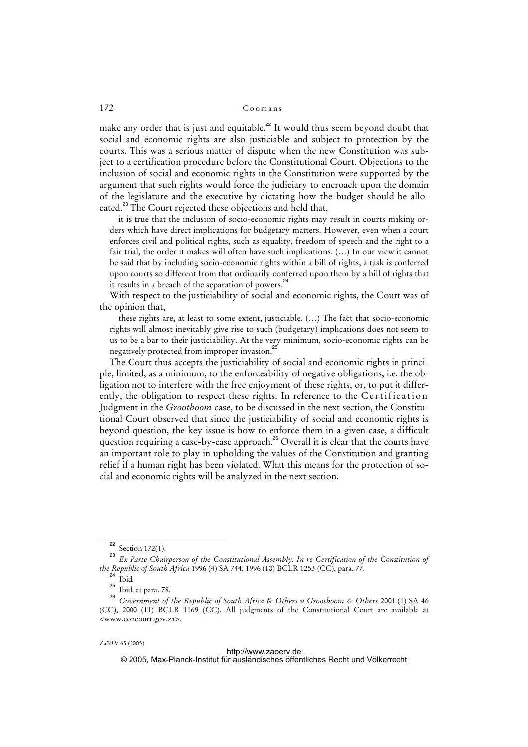make any order that is just and equitable.[22] It would thus seem beyond doubt that social and economic rights are also justiciable and subject to protection by the courts. This was a serious matter of dispute when the new Constitution was subject to a certification procedure before the Constitutional Court. Objections to the inclusion of social and economic rights in the Constitution were supported by the argument that such rights would force the judiciary to encroach upon the domain of the legislature and the executive by dictating how the budget should be allocated.[23] The Court rejected these objections and held that,

> it is true that the inclusion of socio-economic rights may result in courts making orders which have direct implications for budgetary matters. However, even when a court enforces civil and political rights, such as equality, freedom of speech and the right to a fair trial, the order it makes will often have such implications. (…) In our view it cannot be said that by including socio-economic rights within a bill of rights, a task is conferred upon courts so different from that ordinarily conferred upon them by a bill of rights that it results in a breach of the separation of powers.[24]

With respect to the justiciability of social and economic rights, the Court was of the opinion that,

> these rights are, at least to some extent, justiciable. (…) The fact that socio-economic rights will almost inevitably give rise to such (budgetary) implications does not seem to us to be a bar to their justiciability. At the very minimum, socio-economic rights can be negatively protected from improper invasion.[25]

The Court thus accepts the justiciability of social and economic rights in principle, limited, as a minimum, to the enforceability of negative obligations, i.e. the obligation not to interfere with the free enjoyment of these rights, or, to put it differently, the obligation to respect these rights. In reference to the Certification Judgment in the *Grootboom* case, to be discussed in the next section, the Constitutional Court observed that since the justiciability of social and economic rights is beyond question, the key issue is how to enforce them in a given case, a difficult question requiring a case-by-case approach.[26] Overall it is clear that the courts have an important role to play in upholding the values of the Constitution and granting relief if a human right has been violated. What this means for the protection of social and economic rights will be analyzed in the next section.

---

[22] Section 172(1).

[23] *Ex Parte Chairperson of the Constitutional Assembly: In re Certification of the Constitution of the Republic of South Africa* 1996 (4) SA 744; 1996 (10) BCLR 1253 (CC), para. 77.

[24] Ibid.

[25] Ibid. at para. 78.

[26] *Government of the Republic of South Africa & Others v Grootboom & Others* 2001 (1) SA 46 (CC), 2000 (11) BCLR 1169 (CC). All judgments of the Constitutional Court are available at <www.concourt.gov.za>.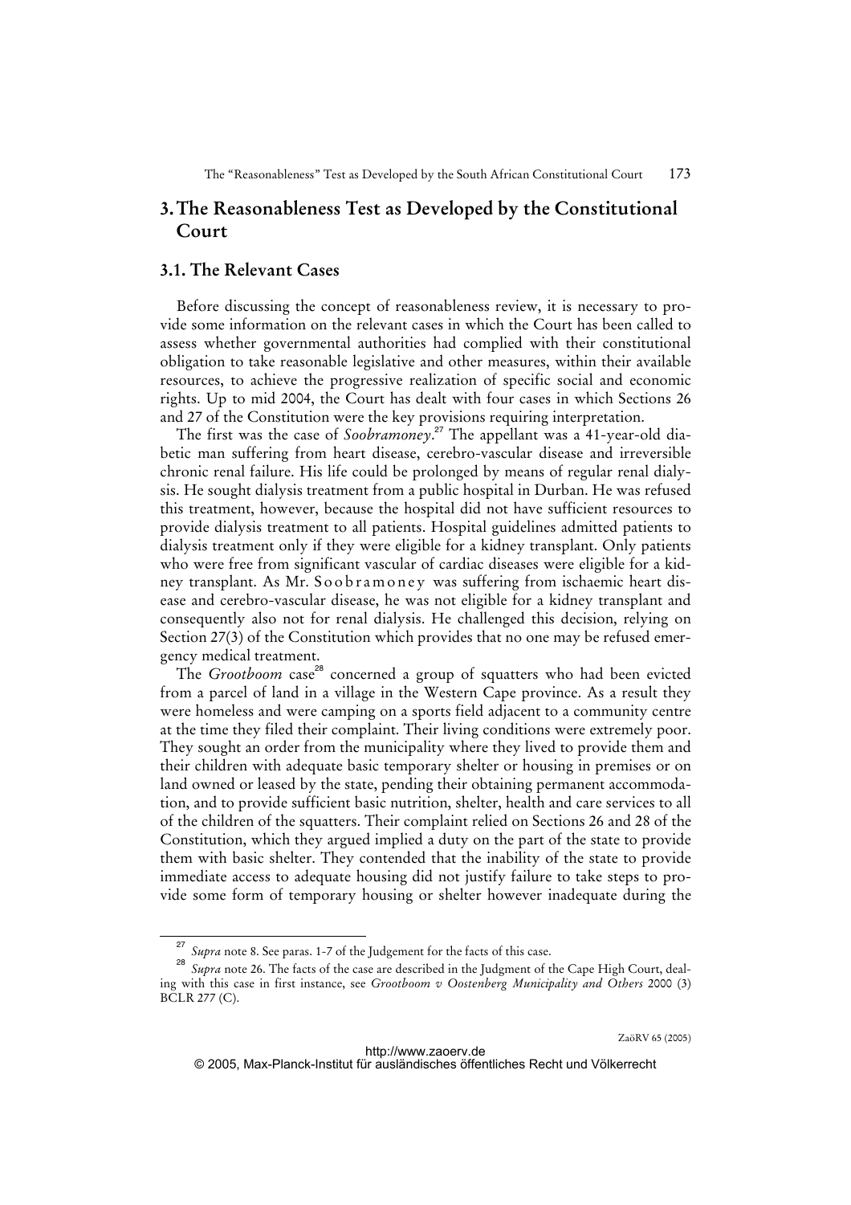## 3. The Reasonableness Test as Developed by the Constitutional Court

### 3.1. The Relevant Cases

Before discussing the concept of reasonableness review, it is necessary to provide some information on the relevant cases in which the Court has been called to assess whether governmental authorities had complied with their constitutional obligation to take reasonable legislative and other measures, within their available resources, to achieve the progressive realization of specific social and economic rights. Up to mid 2004, the Court has dealt with four cases in which Sections 26 and 27 of the Constitution were the key provisions requiring interpretation.

The first was the case of *Soobramoney*.[27] The appellant was a 41-year-old diabetic man suffering from heart disease, cerebro-vascular disease and irreversible chronic renal failure. His life could be prolonged by means of regular renal dialysis. He sought dialysis treatment from a public hospital in Durban. He was refused this treatment, however, because the hospital did not have sufficient resources to provide dialysis treatment to all patients. Hospital guidelines admitted patients to dialysis treatment only if they were eligible for a kidney transplant. Only patients who were free from significant vascular of cardiac diseases were eligible for a kidney transplant. As Mr. Soobramoney was suffering from ischaemic heart disease and cerebro-vascular disease, he was not eligible for a kidney transplant and consequently also not for renal dialysis. He challenged this decision, relying on Section 27(3) of the Constitution which provides that no one may be refused emergency medical treatment.

The *Grootboom* case[28] concerned a group of squatters who had been evicted from a parcel of land in a village in the Western Cape province. As a result they were homeless and were camping on a sports field adjacent to a community centre at the time they filed their complaint. Their living conditions were extremely poor. They sought an order from the municipality where they lived to provide them and their children with adequate basic temporary shelter or housing in premises or on land owned or leased by the state, pending their obtaining permanent accommodation, and to provide sufficient basic nutrition, shelter, health and care services to all of the children of the squatters. Their complaint relied on Sections 26 and 28 of the Constitution, which they argued implied a duty on the part of the state to provide them with basic shelter. They contended that the inability of the state to provide immediate access to adequate housing did not justify failure to take steps to provide some form of temporary housing or shelter however inadequate during the

---

[27] *Supra* note 8. See paras. 1-7 of the Judgement for the facts of this case.

[28] *Supra* note 26. The facts of the case are described in the Judgment of the Cape High Court, dealing with this case in first instance, see *Grootboom v Oostenberg Municipality and Others* 2000 (3) BCLR 277 (C).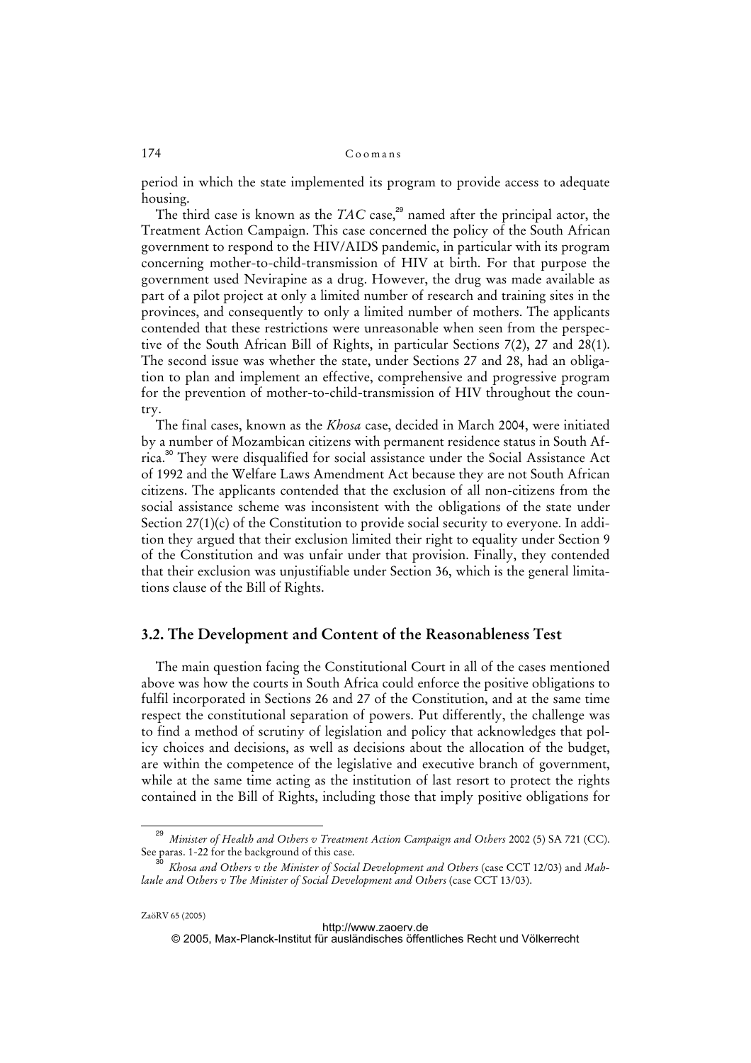period in which the state implemented its program to provide access to adequate housing.

The third case is known as the *TAC* case,[29] named after the principal actor, the Treatment Action Campaign. This case concerned the policy of the South African government to respond to the HIV/AIDS pandemic, in particular with its program concerning mother-to-child-transmission of HIV at birth. For that purpose the government used Nevirapine as a drug. However, the drug was made available as part of a pilot project at only a limited number of research and training sites in the provinces, and consequently to only a limited number of mothers. The applicants contended that these restrictions were unreasonable when seen from the perspective of the South African Bill of Rights, in particular Sections 7(2), 27 and 28(1). The second issue was whether the state, under Sections 27 and 28, had an obligation to plan and implement an effective, comprehensive and progressive program for the prevention of mother-to-child-transmission of HIV throughout the country.

The final cases, known as the *Khosa* case, decided in March 2004, were initiated by a number of Mozambican citizens with permanent residence status in South Africa.[30] They were disqualified for social assistance under the Social Assistance Act of 1992 and the Welfare Laws Amendment Act because they are not South African citizens. The applicants contended that the exclusion of all non-citizens from the social assistance scheme was inconsistent with the obligations of the state under Section 27(1)(c) of the Constitution to provide social security to everyone. In addition they argued that their exclusion limited their right to equality under Section 9 of the Constitution and was unfair under that provision. Finally, they contended that their exclusion was unjustifiable under Section 36, which is the general limitations clause of the Bill of Rights.

## 3.2. The Development and Content of the Reasonableness Test

The main question facing the Constitutional Court in all of the cases mentioned above was how the courts in South Africa could enforce the positive obligations to fulfil incorporated in Sections 26 and 27 of the Constitution, and at the same time respect the constitutional separation of powers. Put differently, the challenge was to find a method of scrutiny of legislation and policy that acknowledges that policy choices and decisions, as well as decisions about the allocation of the budget, are within the competence of the legislative and executive branch of government, while at the same time acting as the institution of last resort to protect the rights contained in the Bill of Rights, including those that imply positive obligations for

---

[29] *Minister of Health and Others v Treatment Action Campaign and Others* 2002 (5) SA 721 (CC). See paras. 1-22 for the background of this case.

[30] *Khosa and Others v the Minister of Social Development and Others* (case CCT 12/03) and *Mahlaule and Others v The Minister of Social Development and Others* (case CCT 13/03).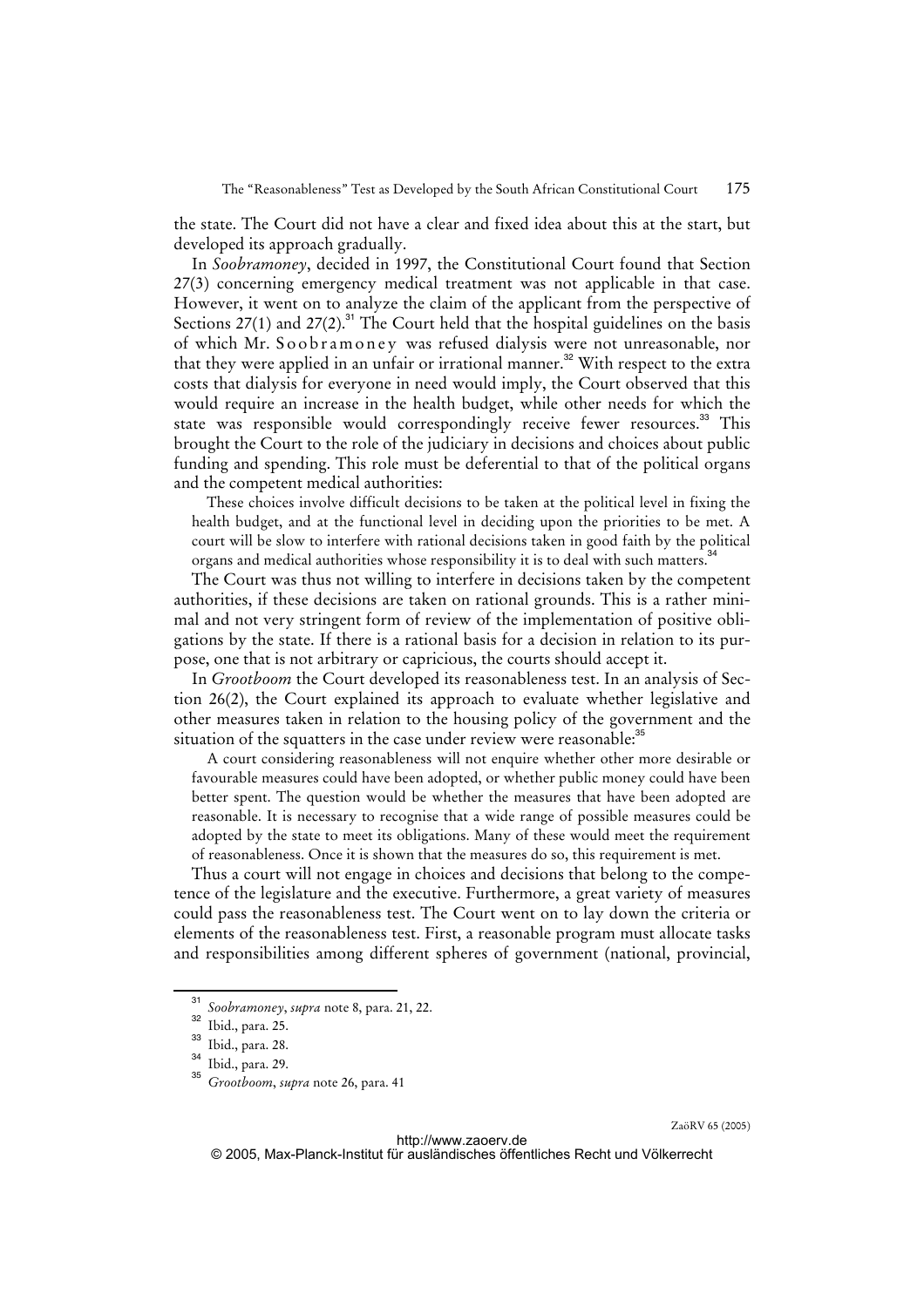the state. The Court did not have a clear and fixed idea about this at the start, but developed its approach gradually.

In *Soobramoney*, decided in 1997, the Constitutional Court found that Section 27(3) concerning emergency medical treatment was not applicable in that case. However, it went on to analyze the claim of the applicant from the perspective of Sections 27(1) and 27(2).[31] The Court held that the hospital guidelines on the basis of which Mr. Soobramoney was refused dialysis were not unreasonable, nor that they were applied in an unfair or irrational manner.[32] With respect to the extra costs that dialysis for everyone in need would imply, the Court observed that this would require an increase in the health budget, while other needs for which the state was responsible would correspondingly receive fewer resources.[33] This brought the Court to the role of the judiciary in decisions and choices about public funding and spending. This role must be deferential to that of the political organs and the competent medical authorities:

> These choices involve difficult decisions to be taken at the political level in fixing the health budget, and at the functional level in deciding upon the priorities to be met. A court will be slow to interfere with rational decisions taken in good faith by the political organs and medical authorities whose responsibility it is to deal with such matters.[34]

The Court was thus not willing to interfere in decisions taken by the competent authorities, if these decisions are taken on rational grounds. This is a rather minimal and not very stringent form of review of the implementation of positive obligations by the state. If there is a rational basis for a decision in relation to its purpose, one that is not arbitrary or capricious, the courts should accept it.

In *Grootboom* the Court developed its reasonableness test. In an analysis of Section 26(2), the Court explained its approach to evaluate whether legislative and other measures taken in relation to the housing policy of the government and the situation of the squatters in the case under review were reasonable:[35]

> A court considering reasonableness will not enquire whether other more desirable or favourable measures could have been adopted, or whether public money could have been better spent. The question would be whether the measures that have been adopted are reasonable. It is necessary to recognise that a wide range of possible measures could be adopted by the state to meet its obligations. Many of these would meet the requirement of reasonableness. Once it is shown that the measures do so, this requirement is met.

Thus a court will not engage in choices and decisions that belong to the competence of the legislature and the executive. Furthermore, a great variety of measures could pass the reasonableness test. The Court went on to lay down the criteria or elements of the reasonableness test. First, a reasonable program must allocate tasks and responsibilities among different spheres of government (national, provincial,

---

[31] *Soobramoney*, *supra* note 8, para. 21, 22.

[32] Ibid., para. 25.

[33] Ibid., para. 28.

[34] Ibid., para. 29.

[35] *Grootboom*, *supra* note 26, para. 41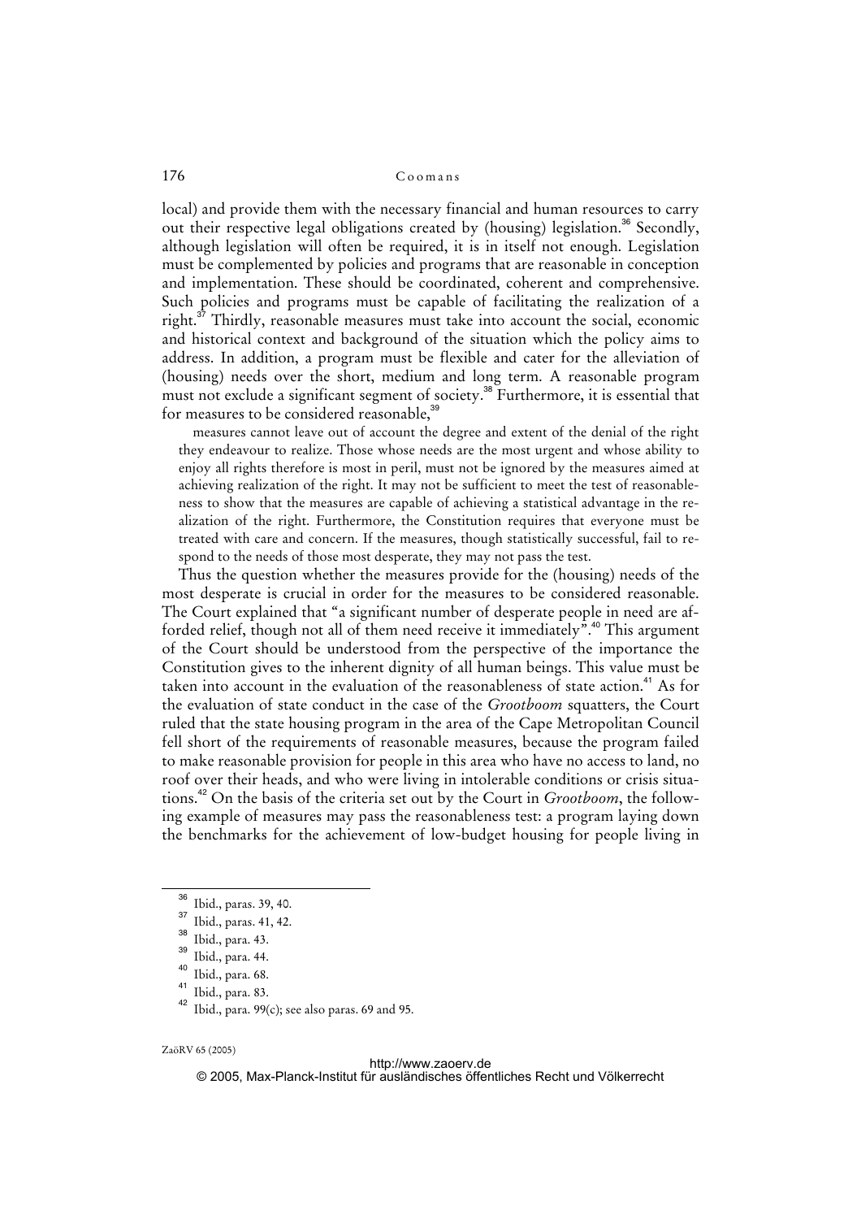local) and provide them with the necessary financial and human resources to carry out their respective legal obligations created by (housing) legislation.[36] Secondly, although legislation will often be required, it is in itself not enough. Legislation must be complemented by policies and programs that are reasonable in conception and implementation. These should be coordinated, coherent and comprehensive. Such policies and programs must be capable of facilitating the realization of a right.[37] Thirdly, reasonable measures must take into account the social, economic and historical context and background of the situation which the policy aims to address. In addition, a program must be flexible and cater for the alleviation of (housing) needs over the short, medium and long term. A reasonable program must not exclude a significant segment of society.[38] Furthermore, it is essential that for measures to be considered reasonable,[39]

> measures cannot leave out of account the degree and extent of the denial of the right they endeavour to realize. Those whose needs are the most urgent and whose ability to enjoy all rights therefore is most in peril, must not be ignored by the measures aimed at achieving realization of the right. It may not be sufficient to meet the test of reasonableness to show that the measures are capable of achieving a statistical advantage in the realization of the right. Furthermore, the Constitution requires that everyone must be treated with care and concern. If the measures, though statistically successful, fail to respond to the needs of those most desperate, they may not pass the test.

Thus the question whether the measures provide for the (housing) needs of the most desperate is crucial in order for the measures to be considered reasonable. The Court explained that "a significant number of desperate people in need are afforded relief, though not all of them need receive it immediately".[40] This argument of the Court should be understood from the perspective of the importance the Constitution gives to the inherent dignity of all human beings. This value must be taken into account in the evaluation of the reasonableness of state action.[41] As for the evaluation of state conduct in the case of the *Grootboom* squatters, the Court ruled that the state housing program in the area of the Cape Metropolitan Council fell short of the requirements of reasonable measures, because the program failed to make reasonable provision for people in this area who have no access to land, no roof over their heads, and who were living in intolerable conditions or crisis situations.[42] On the basis of the criteria set out by the Court in *Grootboom*, the following example of measures may pass the reasonableness test: a program laying down the benchmarks for the achievement of low-budget housing for people living in

---

[36] Ibid., paras. 39, 40.

[37] Ibid., paras. 41, 42.

[38] Ibid., para. 43.

[39] Ibid., para. 44.

[40] Ibid., para. 68.

[41] Ibid., para. 83.

[42] Ibid., para. 99(c); see also paras. 69 and 95.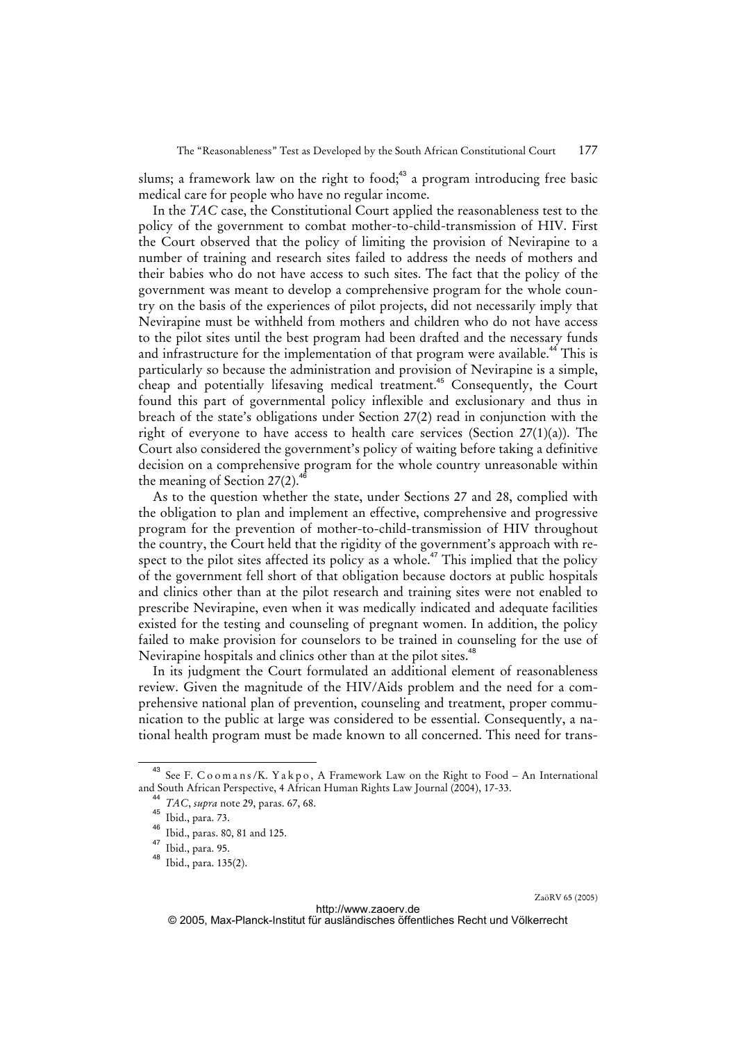slums; a framework law on the right to food;[43] a program introducing free basic medical care for people who have no regular income.

In the *TAC* case, the Constitutional Court applied the reasonableness test to the policy of the government to combat mother-to-child-transmission of HIV. First the Court observed that the policy of limiting the provision of Nevirapine to a number of training and research sites failed to address the needs of mothers and their babies who do not have access to such sites. The fact that the policy of the government was meant to develop a comprehensive program for the whole country on the basis of the experiences of pilot projects, did not necessarily imply that Nevirapine must be withheld from mothers and children who do not have access to the pilot sites until the best program had been drafted and the necessary funds and infrastructure for the implementation of that program were available.[44] This is particularly so because the administration and provision of Nevirapine is a simple, cheap and potentially lifesaving medical treatment.[45] Consequently, the Court found this part of governmental policy inflexible and exclusionary and thus in breach of the state's obligations under Section 27(2) read in conjunction with the right of everyone to have access to health care services (Section 27(1)(a)). The Court also considered the government's policy of waiting before taking a definitive decision on a comprehensive program for the whole country unreasonable within the meaning of Section 27(2).[46]

As to the question whether the state, under Sections 27 and 28, complied with the obligation to plan and implement an effective, comprehensive and progressive program for the prevention of mother-to-child-transmission of HIV throughout the country, the Court held that the rigidity of the government's approach with respect to the pilot sites affected its policy as a whole.[47] This implied that the policy of the government fell short of that obligation because doctors at public hospitals and clinics other than at the pilot research and training sites were not enabled to prescribe Nevirapine, even when it was medically indicated and adequate facilities existed for the testing and counseling of pregnant women. In addition, the policy failed to make provision for counselors to be trained in counseling for the use of Nevirapine hospitals and clinics other than at the pilot sites.[48]

In its judgment the Court formulated an additional element of reasonableness review. Given the magnitude of the HIV/Aids problem and the need for a comprehensive national plan of prevention, counseling and treatment, proper communication to the public at large was considered to be essential. Consequently, a national health program must be made known to all concerned. This need for trans-

---

[43] See F. Coomans/K. Yakpo, A Framework Law on the Right to Food – An International and South African Perspective, 4 African Human Rights Law Journal (2004), 17-33.

[44] *TAC*, *supra* note 29, paras. 67, 68.

[45] Ibid., para. 73.

[46] Ibid., paras. 80, 81 and 125.

[47] Ibid., para. 95.

[48] Ibid., para. 135(2).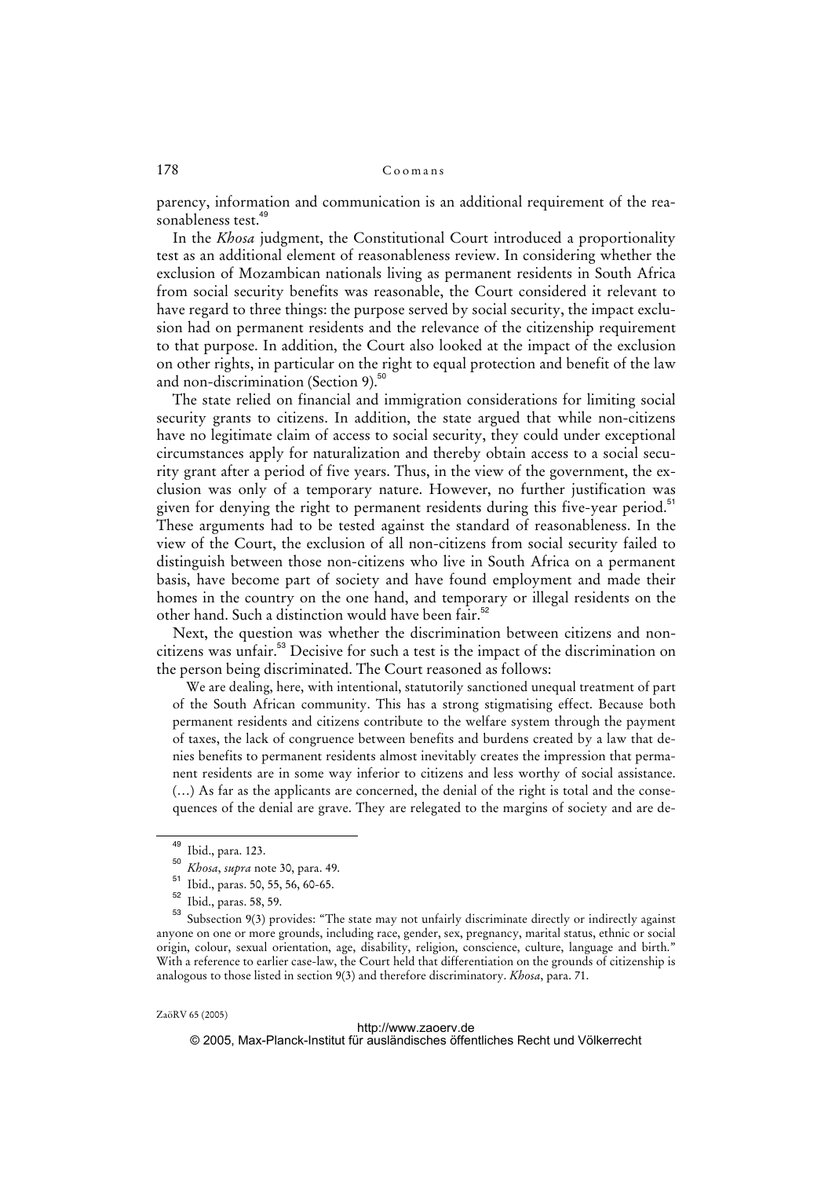parency, information and communication is an additional requirement of the reasonableness test.[49]

In the *Khosa* judgment, the Constitutional Court introduced a proportionality test as an additional element of reasonableness review. In considering whether the exclusion of Mozambican nationals living as permanent residents in South Africa from social security benefits was reasonable, the Court considered it relevant to have regard to three things: the purpose served by social security, the impact exclusion had on permanent residents and the relevance of the citizenship requirement to that purpose. In addition, the Court also looked at the impact of the exclusion on other rights, in particular on the right to equal protection and benefit of the law and non-discrimination (Section 9).[50]

The state relied on financial and immigration considerations for limiting social security grants to citizens. In addition, the state argued that while non-citizens have no legitimate claim of access to social security, they could under exceptional circumstances apply for naturalization and thereby obtain access to a social security grant after a period of five years. Thus, in the view of the government, the exclusion was only of a temporary nature. However, no further justification was given for denying the right to permanent residents during this five-year period.[51] These arguments had to be tested against the standard of reasonableness. In the view of the Court, the exclusion of all non-citizens from social security failed to distinguish between those non-citizens who live in South Africa on a permanent basis, have become part of society and have found employment and made their homes in the country on the one hand, and temporary or illegal residents on the other hand. Such a distinction would have been fair.[52]

Next, the question was whether the discrimination between citizens and non-citizens was unfair.[53] Decisive for such a test is the impact of the discrimination on the person being discriminated. The Court reasoned as follows:

> We are dealing, here, with intentional, statutorily sanctioned unequal treatment of part of the South African community. This has a strong stigmatising effect. Because both permanent residents and citizens contribute to the welfare system through the payment of taxes, the lack of congruence between benefits and burdens created by a law that denies benefits to permanent residents almost inevitably creates the impression that permanent residents are in some way inferior to citizens and less worthy of social assistance. (...) As far as the applicants are concerned, the denial of the right is total and the consequences of the denial are grave. They are relegated to the margins of society and are de-

---

[49] Ibid., para. 123.

[50] *Khosa*, *supra* note 30, para. 49.

[51] Ibid., paras. 50, 55, 56, 60-65.

[52] Ibid., paras. 58, 59.

[53] Subsection 9(3) provides: "The state may not unfairly discriminate directly or indirectly against anyone on one or more grounds, including race, gender, sex, pregnancy, marital status, ethnic or social origin, colour, sexual orientation, age, disability, religion, conscience, culture, language and birth." With a reference to earlier case-law, the Court held that differentiation on the grounds of citizenship is analogous to those listed in section 9(3) and therefore discriminatory. *Khosa*, para. 71.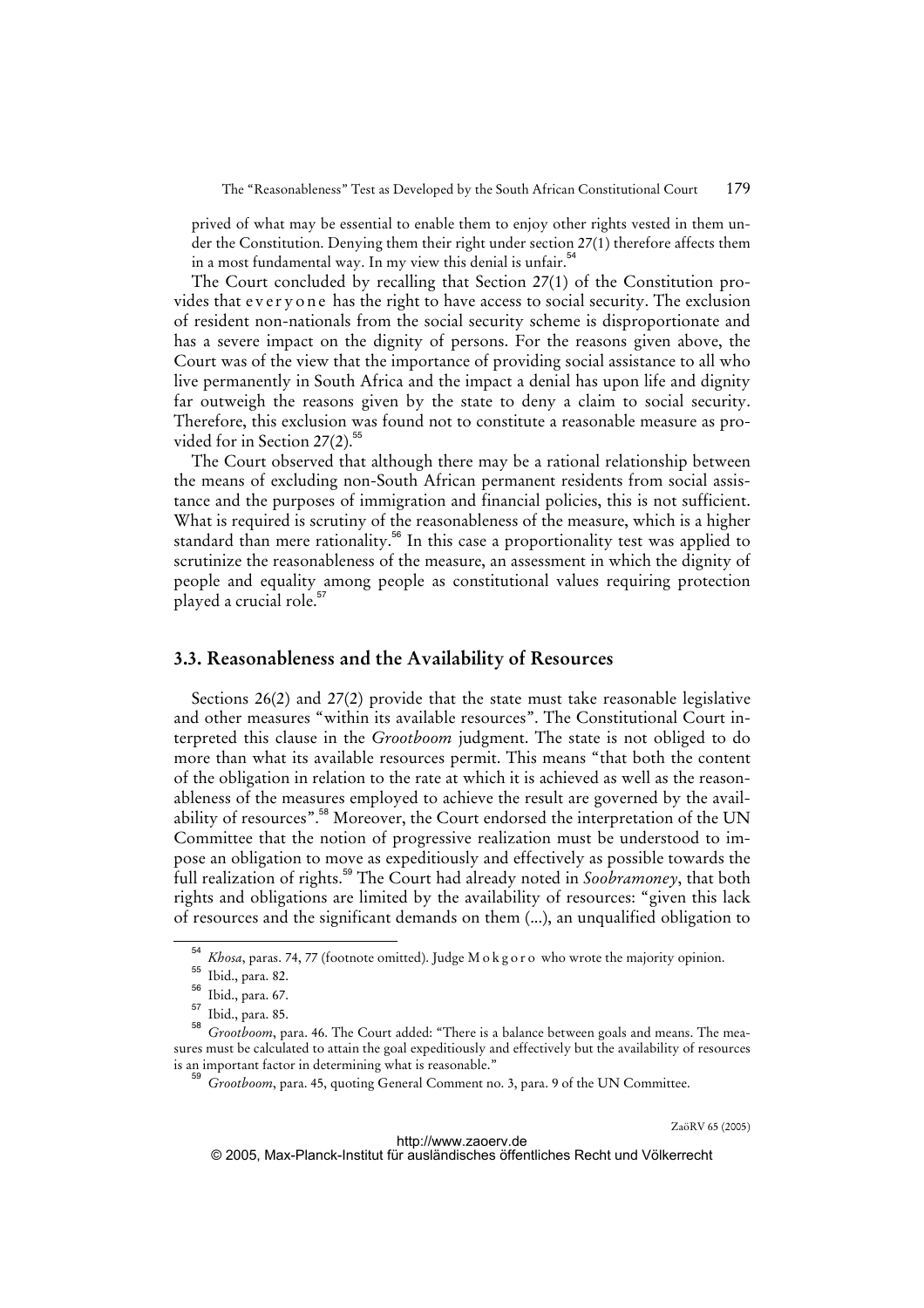prived of what may be essential to enable them to enjoy other rights vested in them under the Constitution. Denying them their right under section 27(1) therefore affects them in a most fundamental way. In my view this denial is unfair.[54]

The Court concluded by recalling that Section 27(1) of the Constitution provides that everyone has the right to have access to social security. The exclusion of resident non-nationals from the social security scheme is disproportionate and has a severe impact on the dignity of persons. For the reasons given above, the Court was of the view that the importance of providing social assistance to all who live permanently in South Africa and the impact a denial has upon life and dignity far outweigh the reasons given by the state to deny a claim to social security. Therefore, this exclusion was found not to constitute a reasonable measure as provided for in Section 27(2).[55]

The Court observed that although there may be a rational relationship between the means of excluding non-South African permanent residents from social assistance and the purposes of immigration and financial policies, this is not sufficient. What is required is scrutiny of the reasonableness of the measure, which is a higher standard than mere rationality.[56] In this case a proportionality test was applied to scrutinize the reasonableness of the measure, an assessment in which the dignity of people and equality among people as constitutional values requiring protection played a crucial role.[57]

## 3.3. Reasonableness and the Availability of Resources

Sections 26(2) and 27(2) provide that the state must take reasonable legislative and other measures "within its available resources". The Constitutional Court interpreted this clause in the *Grootboom* judgment. The state is not obliged to do more than what its available resources permit. This means "that both the content of the obligation in relation to the rate at which it is achieved as well as the reasonableness of the measures employed to achieve the result are governed by the availability of resources".[58] Moreover, the Court endorsed the interpretation of the UN Committee that the notion of progressive realization must be understood to impose an obligation to move as expeditiously and effectively as possible towards the full realization of rights.[59] The Court had already noted in *Soobramoney*, that both rights and obligations are limited by the availability of resources: "given this lack of resources and the significant demands on them (...), an unqualified obligation to

---

[54] *Khosa*, paras. 74, 77 (footnote omitted). Judge Mokgoro who wrote the majority opinion.

[55] Ibid., para. 82.

[56] Ibid., para. 67.

[57] Ibid., para. 85.

[58] *Grootboom*, para. 46. The Court added: "There is a balance between goals and means. The measures must be calculated to attain the goal expeditiously and effectively but the availability of resources is an important factor in determining what is reasonable."

[59] *Grootboom*, para. 45, quoting General Comment no. 3, para. 9 of the UN Committee.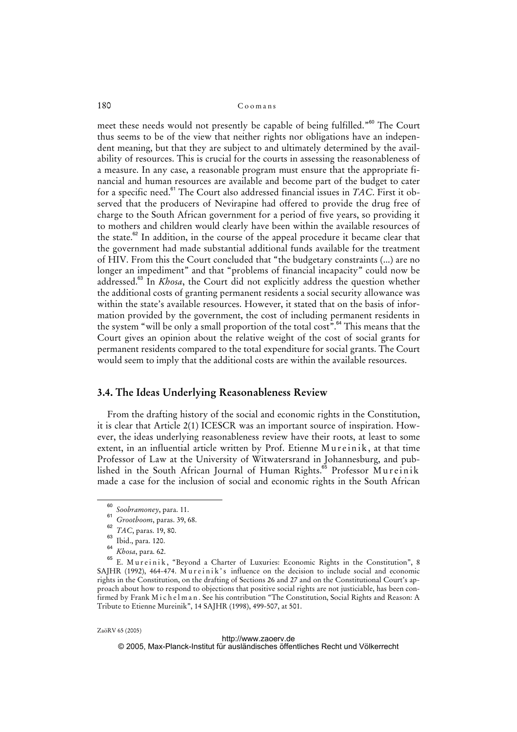meet these needs would not presently be capable of being fulfilled."[60] The Court thus seems to be of the view that neither rights nor obligations have an independent meaning, but that they are subject to and ultimately determined by the availability of resources. This is crucial for the courts in assessing the reasonableness of a measure. In any case, a reasonable program must ensure that the appropriate financial and human resources are available and become part of the budget to cater for a specific need.[61] The Court also addressed financial issues in *TAC*. First it observed that the producers of Nevirapine had offered to provide the drug free of charge to the South African government for a period of five years, so providing it to mothers and children would clearly have been within the available resources of the state.[62] In addition, in the course of the appeal procedure it became clear that the government had made substantial additional funds available for the treatment of HIV. From this the Court concluded that "the budgetary constraints (...) are no longer an impediment" and that "problems of financial incapacity" could now be addressed.[63] In *Khosa*, the Court did not explicitly address the question whether the additional costs of granting permanent residents a social security allowance was within the state's available resources. However, it stated that on the basis of information provided by the government, the cost of including permanent residents in the system "will be only a small proportion of the total cost".[64] This means that the Court gives an opinion about the relative weight of the cost of social grants for permanent residents compared to the total expenditure for social grants. The Court would seem to imply that the additional costs are within the available resources.

### 3.4. The Ideas Underlying Reasonableness Review

From the drafting history of the social and economic rights in the Constitution, it is clear that Article 2(1) ICESCR was an important source of inspiration. However, the ideas underlying reasonableness review have their roots, at least to some extent, in an influential article written by Prof. Etienne Mureinik, at that time Professor of Law at the University of Witwatersrand in Johannesburg, and published in the South African Journal of Human Rights.[65] Professor Mureinik made a case for the inclusion of social and economic rights in the South African

---

[60] *Soobramoney*, para. 11.

[61] *Grootboom*, paras. 39, 68.

[62] *TAC*, paras. 19, 80.

[63] Ibid., para. 120.

[64] *Khosa*, para. 62.

[65] E. Mureinik, "Beyond a Charter of Luxuries: Economic Rights in the Constitution", 8 SAJHR (1992), 464-474. Mureinik's influence on the decision to include social and economic rights in the Constitution, on the drafting of Sections 26 and 27 and on the Constitutional Court's approach about how to respond to objections that positive social rights are not justiciable, has been confirmed by Frank Michelman. See his contribution "The Constitution, Social Rights and Reason: A Tribute to Etienne Mureinik", 14 SAJHR (1998), 499-507, at 501.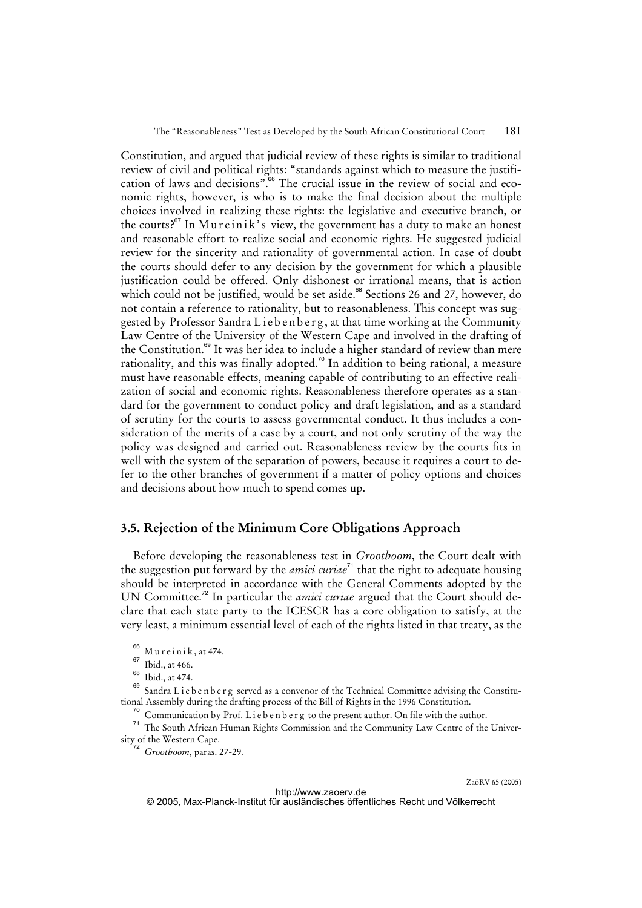Constitution, and argued that judicial review of these rights is similar to traditional review of civil and political rights: "standards against which to measure the justification of laws and decisions".[66] The crucial issue in the review of social and economic rights, however, is who is to make the final decision about the multiple choices involved in realizing these rights: the legislative and executive branch, or the courts?[67] In Mureinik's view, the government has a duty to make an honest and reasonable effort to realize social and economic rights. He suggested judicial review for the sincerity and rationality of governmental action. In case of doubt the courts should defer to any decision by the government for which a plausible justification could be offered. Only dishonest or irrational means, that is action which could not be justified, would be set aside.[68] Sections 26 and 27, however, do not contain a reference to rationality, but to reasonableness. This concept was suggested by Professor Sandra Liebenberg, at that time working at the Community Law Centre of the University of the Western Cape and involved in the drafting of the Constitution.[69] It was her idea to include a higher standard of review than mere rationality, and this was finally adopted.[70] In addition to being rational, a measure must have reasonable effects, meaning capable of contributing to an effective realization of social and economic rights. Reasonableness therefore operates as a standard for the government to conduct policy and draft legislation, and as a standard of scrutiny for the courts to assess governmental conduct. It thus includes a consideration of the merits of a case by a court, and not only scrutiny of the way the policy was designed and carried out. Reasonableness review by the courts fits in well with the system of the separation of powers, because it requires a court to defer to the other branches of government if a matter of policy options and choices and decisions about how much to spend comes up.

### 3.5. Rejection of the Minimum Core Obligations Approach

Before developing the reasonableness test in *Grootboom*, the Court dealt with the suggestion put forward by the *amici curiae*[71] that the right to adequate housing should be interpreted in accordance with the General Comments adopted by the UN Committee.[72] In particular the *amici curiae* argued that the Court should declare that each state party to the ICESCR has a core obligation to satisfy, at the very least, a minimum essential level of each of the rights listed in that treaty, as the

---

[66] Mureinik, at 474.

[67] Ibid., at 466.

[68] Ibid., at 474.

[69] Sandra Liebenberg served as a convenor of the Technical Committee advising the Constitutional Assembly during the drafting process of the Bill of Rights in the 1996 Constitution.

[70] Communication by Prof. Liebenberg to the present author. On file with the author.

[71] The South African Human Rights Commission and the Community Law Centre of the University of the Western Cape.

[72] *Grootboom*, paras. 27-29.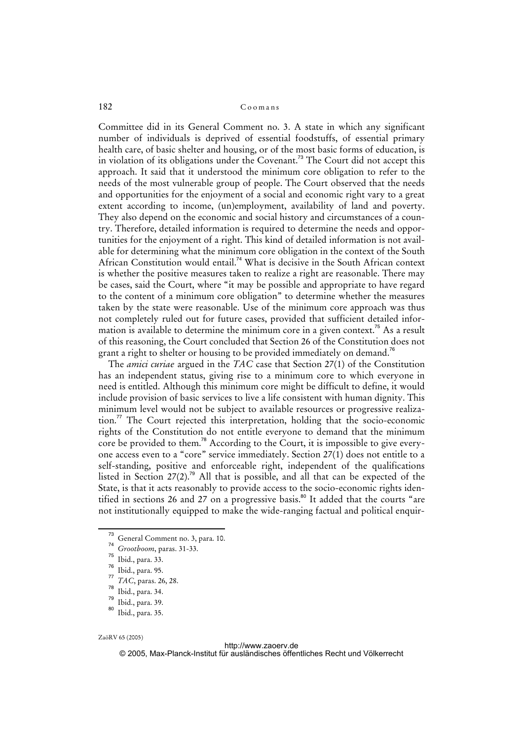Committee did in its General Comment no. 3. A state in which any significant number of individuals is deprived of essential foodstuffs, of essential primary health care, of basic shelter and housing, or of the most basic forms of education, is in violation of its obligations under the Covenant.[73] The Court did not accept this approach. It said that it understood the minimum core obligation to refer to the needs of the most vulnerable group of people. The Court observed that the needs and opportunities for the enjoyment of a social and economic right vary to a great extent according to income, (un)employment, availability of land and poverty. They also depend on the economic and social history and circumstances of a country. Therefore, detailed information is required to determine the needs and opportunities for the enjoyment of a right. This kind of detailed information is not available for determining what the minimum core obligation in the context of the South African Constitution would entail.[74] What is decisive in the South African context is whether the positive measures taken to realize a right are reasonable. There may be cases, said the Court, where "it may be possible and appropriate to have regard to the content of a minimum core obligation" to determine whether the measures taken by the state were reasonable. Use of the minimum core approach was thus not completely ruled out for future cases, provided that sufficient detailed information is available to determine the minimum core in a given context.[75] As a result of this reasoning, the Court concluded that Section 26 of the Constitution does not grant a right to shelter or housing to be provided immediately on demand.[76]

The *amici curiae* argued in the *TAC* case that Section 27(1) of the Constitution has an independent status, giving rise to a minimum core to which everyone in need is entitled. Although this minimum core might be difficult to define, it would include provision of basic services to live a life consistent with human dignity. This minimum level would not be subject to available resources or progressive realization.[77] The Court rejected this interpretation, holding that the socio-economic rights of the Constitution do not entitle everyone to demand that the minimum core be provided to them.[78] According to the Court, it is impossible to give everyone access even to a "core" service immediately. Section 27(1) does not entitle to a self-standing, positive and enforceable right, independent of the qualifications listed in Section 27(2).[79] All that is possible, and all that can be expected of the State, is that it acts reasonably to provide access to the socio-economic rights identified in sections 26 and 27 on a progressive basis.[80] It added that the courts "are not institutionally equipped to make the wide-ranging factual and political enquir-

[73] General Comment no. 3, para. 10.

[74] *Grootboom*, paras. 31-33.

[75] Ibid., para. 33.

[76] Ibid., para. 95.

[77] *TAC*, paras. 26, 28.

[78] Ibid., para. 34.

[79] Ibid., para. 39.

[80] Ibid., para. 35.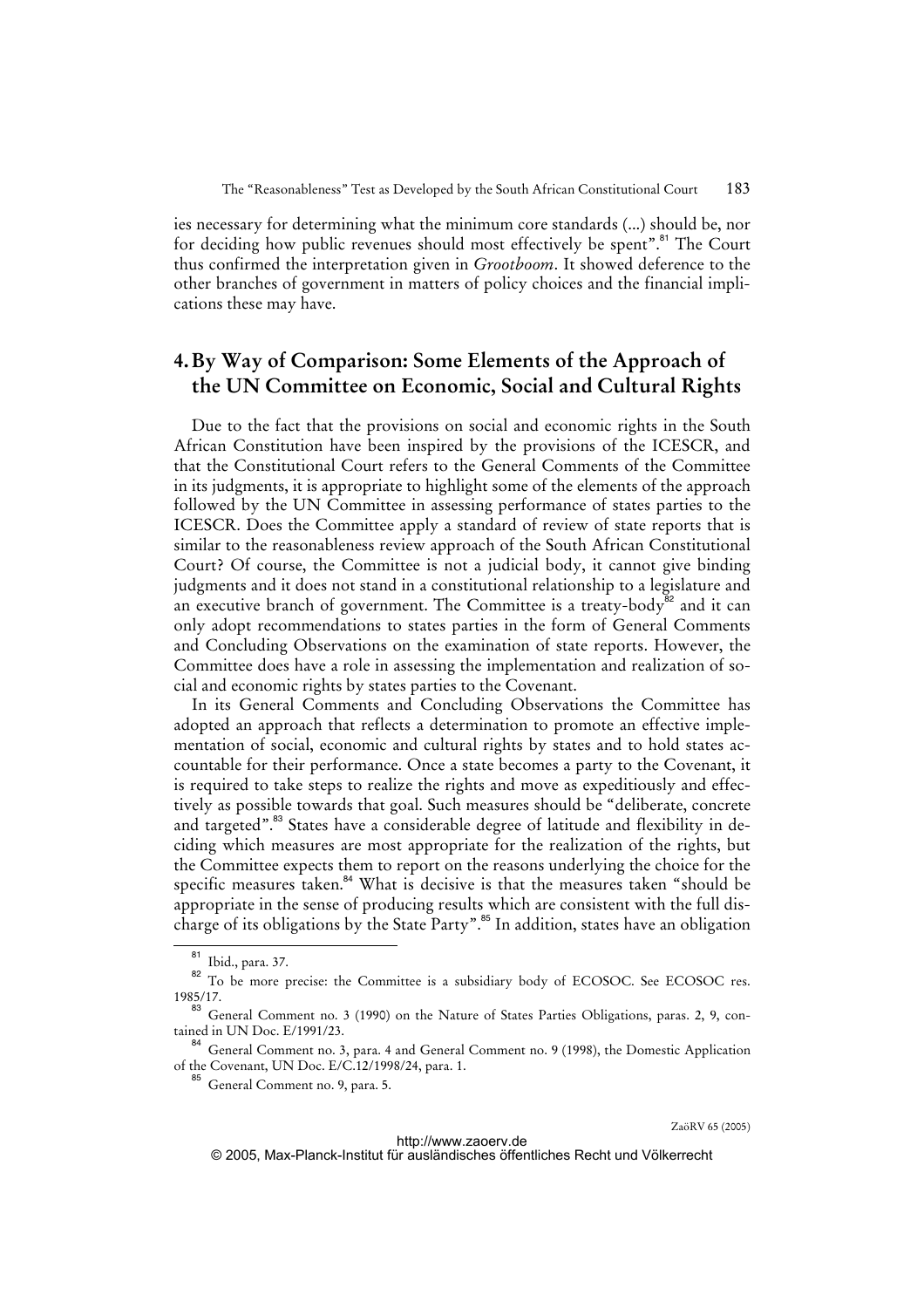ies necessary for determining what the minimum core standards (...) should be, nor for deciding how public revenues should most effectively be spent".[81] The Court thus confirmed the interpretation given in *Grootboom*. It showed deference to the other branches of government in matters of policy choices and the financial implications these may have.

## 4. By Way of Comparison: Some Elements of the Approach of the UN Committee on Economic, Social and Cultural Rights

Due to the fact that the provisions on social and economic rights in the South African Constitution have been inspired by the provisions of the ICESCR, and that the Constitutional Court refers to the General Comments of the Committee in its judgments, it is appropriate to highlight some of the elements of the approach followed by the UN Committee in assessing performance of states parties to the ICESCR. Does the Committee apply a standard of review of state reports that is similar to the reasonableness review approach of the South African Constitutional Court? Of course, the Committee is not a judicial body, it cannot give binding judgments and it does not stand in a constitutional relationship to a legislature and an executive branch of government. The Committee is a treaty-body[82] and it can only adopt recommendations to states parties in the form of General Comments and Concluding Observations on the examination of state reports. However, the Committee does have a role in assessing the implementation and realization of social and economic rights by states parties to the Covenant.

In its General Comments and Concluding Observations the Committee has adopted an approach that reflects a determination to promote an effective implementation of social, economic and cultural rights by states and to hold states accountable for their performance. Once a state becomes a party to the Covenant, it is required to take steps to realize the rights and move as expeditiously and effectively as possible towards that goal. Such measures should be "deliberate, concrete and targeted".[83] States have a considerable degree of latitude and flexibility in deciding which measures are most appropriate for the realization of the rights, but the Committee expects them to report on the reasons underlying the choice for the specific measures taken.[84] What is decisive is that the measures taken "should be appropriate in the sense of producing results which are consistent with the full discharge of its obligations by the State Party".[85] In addition, states have an obligation

[81] Ibid., para. 37.

[82] To be more precise: the Committee is a subsidiary body of ECOSOC. See ECOSOC res. 1985/17.

[83] General Comment no. 3 (1990) on the Nature of States Parties Obligations, paras. 2, 9, contained in UN Doc. E/1991/23.

[84] General Comment no. 3, para. 4 and General Comment no. 9 (1998), the Domestic Application of the Covenant, UN Doc. E/C.12/1998/24, para. 1.

[85] General Comment no. 9, para. 5.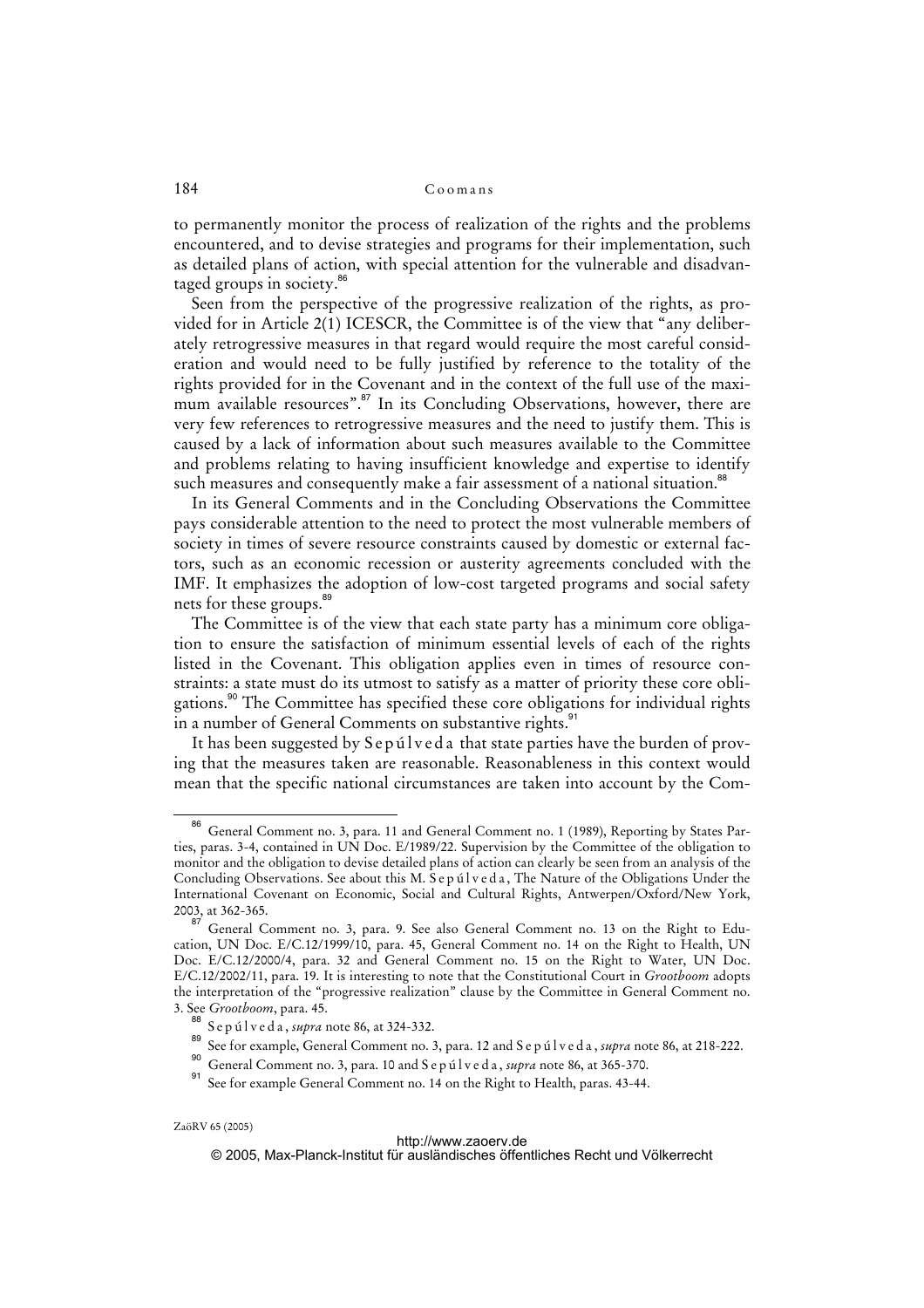to permanently monitor the process of realization of the rights and the problems encountered, and to devise strategies and programs for their implementation, such as detailed plans of action, with special attention for the vulnerable and disadvantaged groups in society.[86]

Seen from the perspective of the progressive realization of the rights, as provided for in Article 2(1) ICESCR, the Committee is of the view that "any deliberately retrogressive measures in that regard would require the most careful consideration and would need to be fully justified by reference to the totality of the rights provided for in the Covenant and in the context of the full use of the maximum available resources".[87] In its Concluding Observations, however, there are very few references to retrogressive measures and the need to justify them. This is caused by a lack of information about such measures available to the Committee and problems relating to having insufficient knowledge and expertise to identify such measures and consequently make a fair assessment of a national situation.[88]

In its General Comments and in the Concluding Observations the Committee pays considerable attention to the need to protect the most vulnerable members of society in times of severe resource constraints caused by domestic or external factors, such as an economic recession or austerity agreements concluded with the IMF. It emphasizes the adoption of low-cost targeted programs and social safety nets for these groups.[89]

The Committee is of the view that each state party has a minimum core obligation to ensure the satisfaction of minimum essential levels of each of the rights listed in the Covenant. This obligation applies even in times of resource constraints: a state must do its utmost to satisfy as a matter of priority these core obligations.[90] The Committee has specified these core obligations for individual rights in a number of General Comments on substantive rights.[91]

It has been suggested by Sepúlveda that state parties have the burden of proving that the measures taken are reasonable. Reasonableness in this context would mean that the specific national circumstances are taken into account by the Com-

---

[86] General Comment no. 3, para. 11 and General Comment no. 1 (1989), Reporting by States Parties, paras. 3-4, contained in UN Doc. E/1989/22. Supervision by the Committee of the obligation to monitor and the obligation to devise detailed plans of action can clearly be seen from an analysis of the Concluding Observations. See about this M. Sepúlveda, The Nature of the Obligations Under the International Covenant on Economic, Social and Cultural Rights, Antwerpen/Oxford/New York, 2003, at 362-365.

[87] General Comment no. 3, para. 9. See also General Comment no. 13 on the Right to Education, UN Doc. E/C.12/1999/10, para. 45, General Comment no. 14 on the Right to Health, UN Doc. E/C.12/2000/4, para. 32 and General Comment no. 15 on the Right to Water, UN Doc. E/C.12/2002/11, para. 19. It is interesting to note that the Constitutional Court in *Grootboom* adopts the interpretation of the "progressive realization" clause by the Committee in General Comment no. 3. See *Grootboom*, para. 45.

[88] Sepúlveda, *supra* note 86, at 324-332.

[89] See for example, General Comment no. 3, para. 12 and Sepúlveda, *supra* note 86, at 218-222.

[90] General Comment no. 3, para. 10 and Sepúlveda, *supra* note 86, at 365-370.

[91] See for example General Comment no. 14 on the Right to Health, paras. 43-44.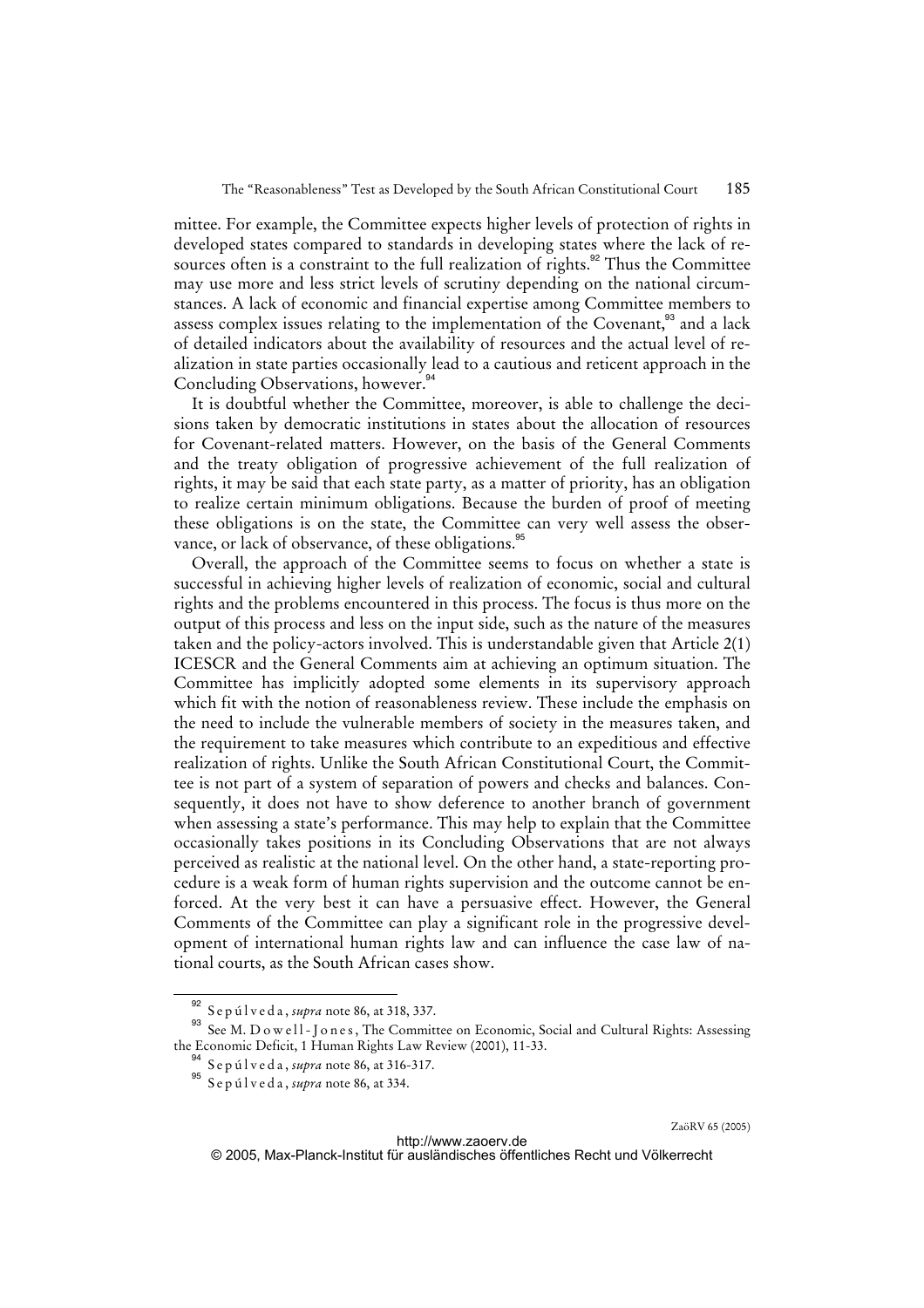mittee. For example, the Committee expects higher levels of protection of rights in developed states compared to standards in developing states where the lack of resources often is a constraint to the full realization of rights.[92] Thus the Committee may use more and less strict levels of scrutiny depending on the national circumstances. A lack of economic and financial expertise among Committee members to assess complex issues relating to the implementation of the Covenant,[93] and a lack of detailed indicators about the availability of resources and the actual level of realization in state parties occasionally lead to a cautious and reticent approach in the Concluding Observations, however.[94]

It is doubtful whether the Committee, moreover, is able to challenge the decisions taken by democratic institutions in states about the allocation of resources for Covenant-related matters. However, on the basis of the General Comments and the treaty obligation of progressive achievement of the full realization of rights, it may be said that each state party, as a matter of priority, has an obligation to realize certain minimum obligations. Because the burden of proof of meeting these obligations is on the state, the Committee can very well assess the observance, or lack of observance, of these obligations.[95]

Overall, the approach of the Committee seems to focus on whether a state is successful in achieving higher levels of realization of economic, social and cultural rights and the problems encountered in this process. The focus is thus more on the output of this process and less on the input side, such as the nature of the measures taken and the policy-actors involved. This is understandable given that Article 2(1) ICESCR and the General Comments aim at achieving an optimum situation. The Committee has implicitly adopted some elements in its supervisory approach which fit with the notion of reasonableness review. These include the emphasis on the need to include the vulnerable members of society in the measures taken, and the requirement to take measures which contribute to an expeditious and effective realization of rights. Unlike the South African Constitutional Court, the Committee is not part of a system of separation of powers and checks and balances. Consequently, it does not have to show deference to another branch of government when assessing a state's performance. This may help to explain that the Committee occasionally takes positions in its Concluding Observations that are not always perceived as realistic at the national level. On the other hand, a state-reporting procedure is a weak form of human rights supervision and the outcome cannot be enforced. At the very best it can have a persuasive effect. However, the General Comments of the Committee can play a significant role in the progressive development of international human rights law and can influence the case law of national courts, as the South African cases show.

---

[92] Sepúlveda, *supra* note 86, at 318, 337.

[93] See M. Dowell-Jones, The Committee on Economic, Social and Cultural Rights: Assessing the Economic Deficit, 1 Human Rights Law Review (2001), 11-33.

[94] Sepúlveda, *supra* note 86, at 316-317.

[95] Sepúlveda, *supra* note 86, at 334.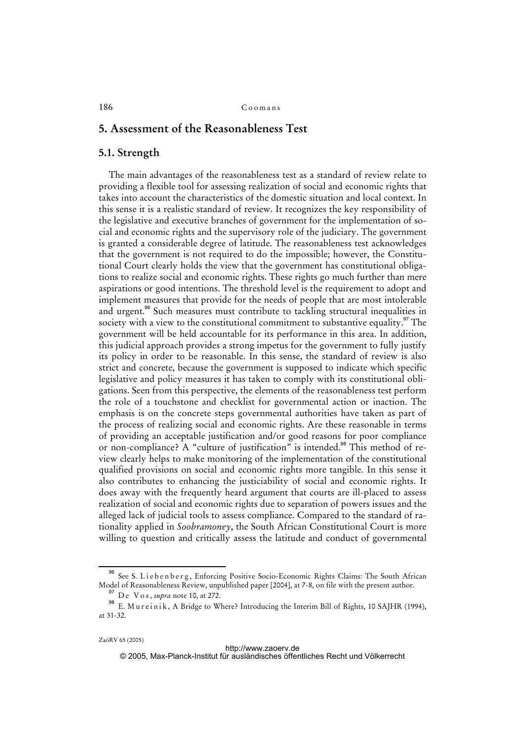## 5. Assessment of the Reasonableness Test

### 5.1. Strength

The main advantages of the reasonableness test as a standard of review relate to providing a flexible tool for assessing realization of social and economic rights that takes into account the characteristics of the domestic situation and local context. In this sense it is a realistic standard of review. It recognizes the key responsibility of the legislative and executive branches of government for the implementation of social and economic rights and the supervisory role of the judiciary. The government is granted a considerable degree of latitude. The reasonableness test acknowledges that the government is not required to do the impossible; however, the Constitutional Court clearly holds the view that the government has constitutional obligations to realize social and economic rights. These rights go much further than mere aspirations or good intentions. The threshold level is the requirement to adopt and implement measures that provide for the needs of people that are most intolerable and urgent.[96] Such measures must contribute to tackling structural inequalities in society with a view to the constitutional commitment to substantive equality.[97] The government will be held accountable for its performance in this area. In addition, this judicial approach provides a strong impetus for the government to fully justify its policy in order to be reasonable. In this sense, the standard of review is also strict and concrete, because the government is supposed to indicate which specific legislative and policy measures it has taken to comply with its constitutional obligations. Seen from this perspective, the elements of the reasonableness test perform the role of a touchstone and checklist for governmental action or inaction. The emphasis is on the concrete steps governmental authorities have taken as part of the process of realizing social and economic rights. Are these reasonable in terms of providing an acceptable justification and/or good reasons for poor compliance or non-compliance? A "culture of justification" is intended.[98] This method of review clearly helps to make monitoring of the implementation of the constitutional qualified provisions on social and economic rights more tangible. In this sense it also contributes to enhancing the justiciability of social and economic rights. It does away with the frequently heard argument that courts are ill-placed to assess realization of social and economic rights due to separation of powers issues and the alleged lack of judicial tools to assess compliance. Compared to the standard of rationality applied in *Soobramoney*, the South African Constitutional Court is more willing to question and critically assess the latitude and conduct of governmental

---

[96] See S. Liebenberg, Enforcing Positive Socio-Economic Rights Claims: The South African Model of Reasonableness Review, unpublished paper [2004], at 7-8, on file with the present author.

[97] De Vos, *supra* note 10, at 272.

[98] E. Mureinik, A Bridge to Where? Introducing the Interim Bill of Rights, 10 SAJHR (1994), at 31-32.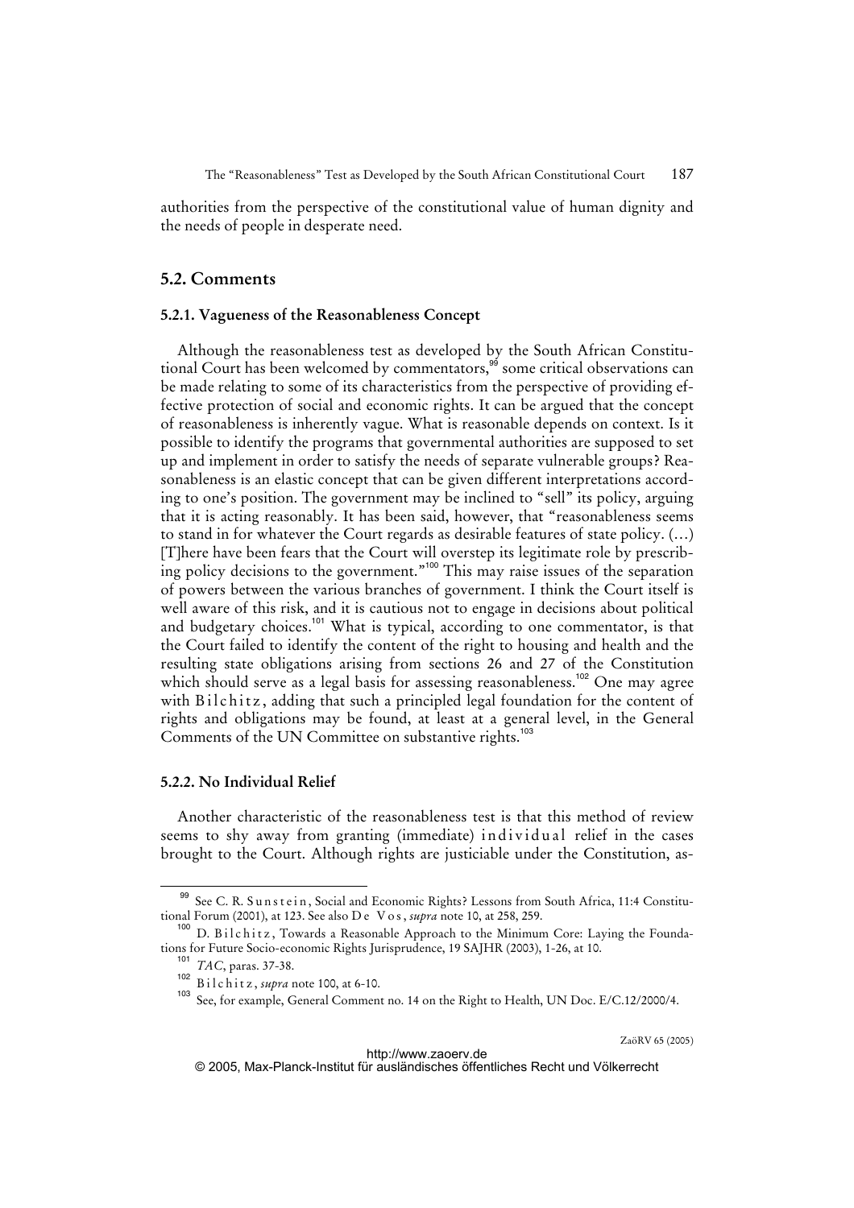authorities from the perspective of the constitutional value of human dignity and the needs of people in desperate need.

## 5.2. Comments

### 5.2.1. Vagueness of the Reasonableness Concept

Although the reasonableness test as developed by the South African Constitutional Court has been welcomed by commentators,[99] some critical observations can be made relating to some of its characteristics from the perspective of providing effective protection of social and economic rights. It can be argued that the concept of reasonableness is inherently vague. What is reasonable depends on context. Is it possible to identify the programs that governmental authorities are supposed to set up and implement in order to satisfy the needs of separate vulnerable groups? Reasonableness is an elastic concept that can be given different interpretations according to one's position. The government may be inclined to "sell" its policy, arguing that it is acting reasonably. It has been said, however, that "reasonableness seems to stand in for whatever the Court regards as desirable features of state policy. (…) [T]here have been fears that the Court will overstep its legitimate role by prescribing policy decisions to the government."[100] This may raise issues of the separation of powers between the various branches of government. I think the Court itself is well aware of this risk, and it is cautious not to engage in decisions about political and budgetary choices.[101] What is typical, according to one commentator, is that the Court failed to identify the content of the right to housing and health and the resulting state obligations arising from sections 26 and 27 of the Constitution which should serve as a legal basis for assessing reasonableness.[102] One may agree with Bilchitz, adding that such a principled legal foundation for the content of rights and obligations may be found, at least at a general level, in the General Comments of the UN Committee on substantive rights.[103]

### 5.2.2. No Individual Relief

Another characteristic of the reasonableness test is that this method of review seems to shy away from granting (immediate) individual relief in the cases brought to the Court. Although rights are justiciable under the Constitution, as-

---

[99] See C. R. Sunstein, Social and Economic Rights? Lessons from South Africa, 11:4 Constitutional Forum (2001), at 123. See also De Vos, *supra* note 10, at 258, 259.

[100] D. Bilchitz, Towards a Reasonable Approach to the Minimum Core: Laying the Foundations for Future Socio-economic Rights Jurisprudence, 19 SAJHR (2003), 1-26, at 10.

[101] *TAC*, paras. 37-38.

[102] Bilchitz, *supra* note 100, at 6-10.

[103] See, for example, General Comment no. 14 on the Right to Health, UN Doc. E/C.12/2000/4.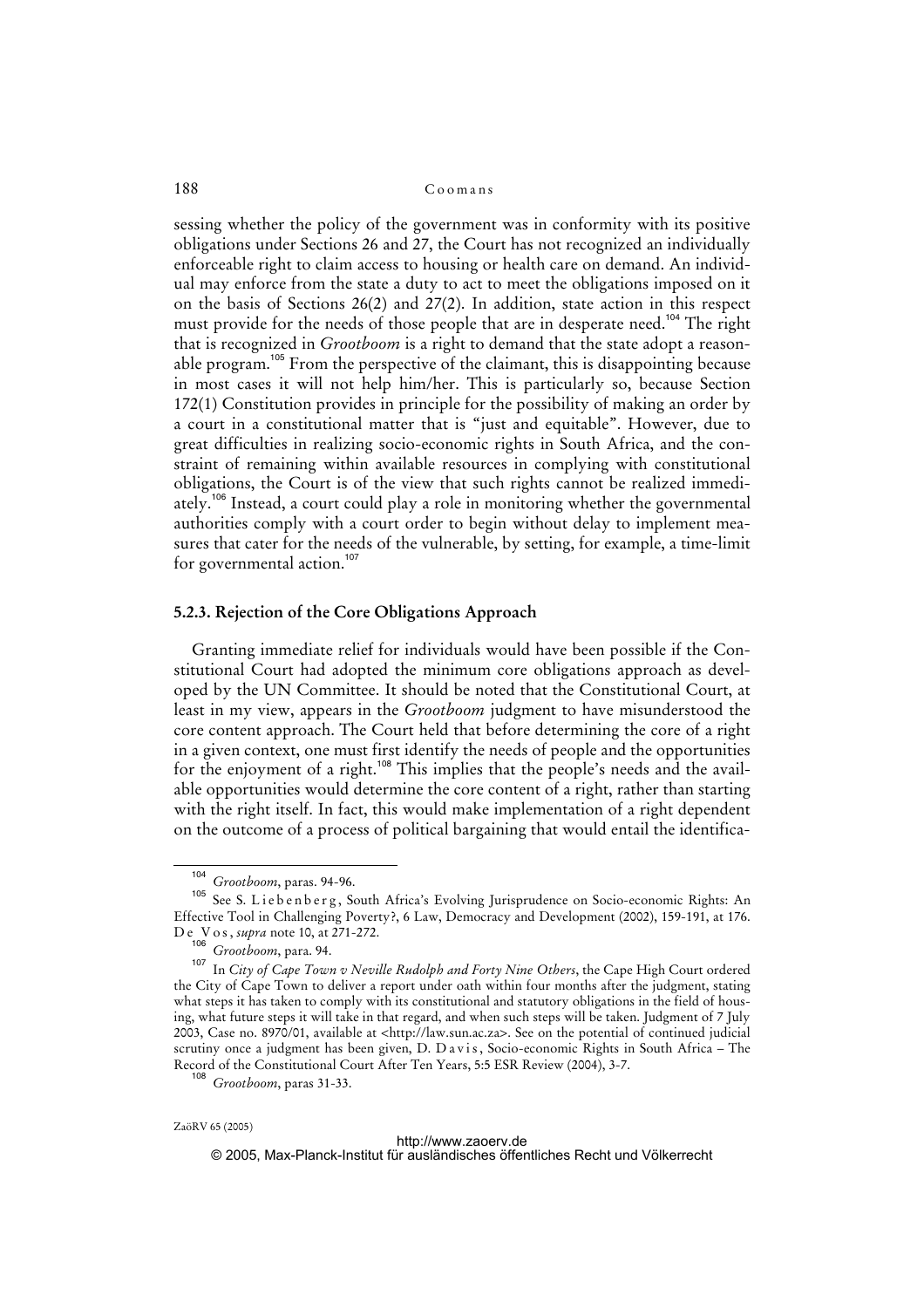sessing whether the policy of the government was in conformity with its positive obligations under Sections 26 and 27, the Court has not recognized an individually enforceable right to claim access to housing or health care on demand. An individual may enforce from the state a duty to act to meet the obligations imposed on it on the basis of Sections 26(2) and 27(2). In addition, state action in this respect must provide for the needs of those people that are in desperate need.[104] The right that is recognized in *Grootboom* is a right to demand that the state adopt a reasonable program.[105] From the perspective of the claimant, this is disappointing because in most cases it will not help him/her. This is particularly so, because Section 172(1) Constitution provides in principle for the possibility of making an order by a court in a constitutional matter that is "just and equitable". However, due to great difficulties in realizing socio-economic rights in South Africa, and the constraint of remaining within available resources in complying with constitutional obligations, the Court is of the view that such rights cannot be realized immediately.[106] Instead, a court could play a role in monitoring whether the governmental authorities comply with a court order to begin without delay to implement measures that cater for the needs of the vulnerable, by setting, for example, a time-limit for governmental action.[107]

### 5.2.3. Rejection of the Core Obligations Approach

Granting immediate relief for individuals would have been possible if the Constitutional Court had adopted the minimum core obligations approach as developed by the UN Committee. It should be noted that the Constitutional Court, at least in my view, appears in the *Grootboom* judgment to have misunderstood the core content approach. The Court held that before determining the core of a right in a given context, one must first identify the needs of people and the opportunities for the enjoyment of a right.[108] This implies that the people's needs and the available opportunities would determine the core content of a right, rather than starting with the right itself. In fact, this would make implementation of a right dependent on the outcome of a process of political bargaining that would entail the identifica-

---

[104] *Grootboom*, paras. 94-96.

[105] See S. Liebenberg, South Africa's Evolving Jurisprudence on Socio-economic Rights: An Effective Tool in Challenging Poverty?, 6 Law, Democracy and Development (2002), 159-191, at 176. De Vos, *supra* note 10, at 271-272.

[106] *Grootboom*, para. 94.

[107] In *City of Cape Town v Neville Rudolph and Forty Nine Others*, the Cape High Court ordered the City of Cape Town to deliver a report under oath within four months after the judgment, stating what steps it has taken to comply with its constitutional and statutory obligations in the field of housing, what future steps it will take in that regard, and when such steps will be taken. Judgment of 7 July 2003, Case no. 8970/01, available at <http://law.sun.ac.za>. See on the potential of continued judicial scrutiny once a judgment has been given, D. Davis, Socio-economic Rights in South Africa – The Record of the Constitutional Court After Ten Years, 5:5 ESR Review (2004), 3-7.

[108] *Grootboom*, paras 31-33.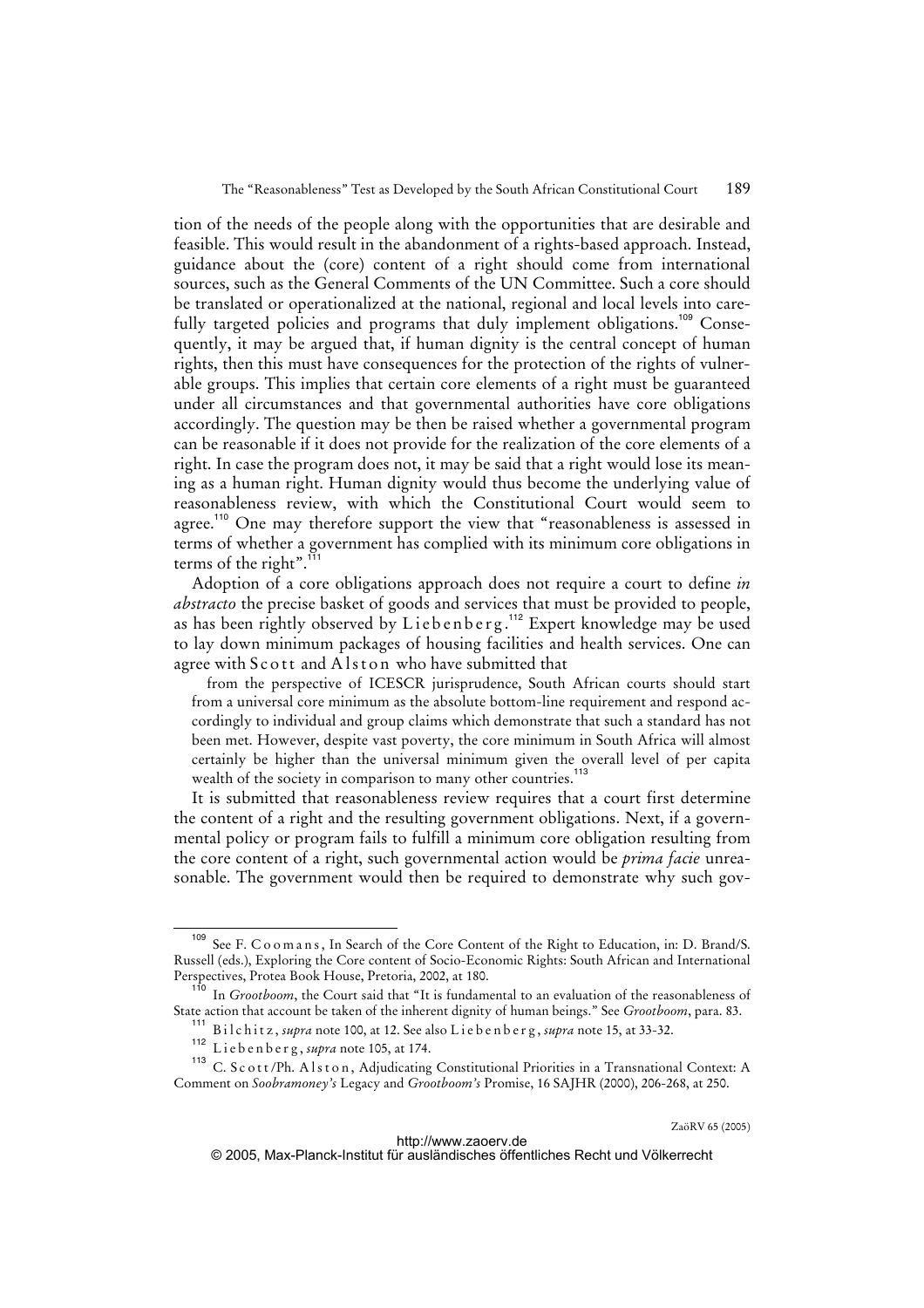tion of the needs of the people along with the opportunities that are desirable and feasible. This would result in the abandonment of a rights-based approach. Instead, guidance about the (core) content of a right should come from international sources, such as the General Comments of the UN Committee. Such a core should be translated or operationalized at the national, regional and local levels into carefully targeted policies and programs that duly implement obligations.[109] Consequently, it may be argued that, if human dignity is the central concept of human rights, then this must have consequences for the protection of the rights of vulnerable groups. This implies that certain core elements of a right must be guaranteed under all circumstances and that governmental authorities have core obligations accordingly. The question may be then be raised whether a governmental program can be reasonable if it does not provide for the realization of the core elements of a right. In case the program does not, it may be said that a right would lose its meaning as a human right. Human dignity would thus become the underlying value of reasonableness review, with which the Constitutional Court would seem to agree.[110] One may therefore support the view that "reasonableness is assessed in terms of whether a government has complied with its minimum core obligations in terms of the right".[111]

Adoption of a core obligations approach does not require a court to define *in abstracto* the precise basket of goods and services that must be provided to people, as has been rightly observed by Liebenberg.[112] Expert knowledge may be used to lay down minimum packages of housing facilities and health services. One can agree with Scott and Alston who have submitted that

> from the perspective of ICESCR jurisprudence, South African courts should start from a universal core minimum as the absolute bottom-line requirement and respond accordingly to individual and group claims which demonstrate that such a standard has not been met. However, despite vast poverty, the core minimum in South Africa will almost certainly be higher than the universal minimum given the overall level of per capita wealth of the society in comparison to many other countries.[113]

It is submitted that reasonableness review requires that a court first determine the content of a right and the resulting government obligations. Next, if a governmental policy or program fails to fulfill a minimum core obligation resulting from the core content of a right, such governmental action would be *prima facie* unreasonable. The government would then be required to demonstrate why such gov-

---

[109] See F. Coomans, In Search of the Core Content of the Right to Education, in: D. Brand/S. Russell (eds.), Exploring the Core content of Socio-Economic Rights: South African and International Perspectives, Protea Book House, Pretoria, 2002, at 180.

[110] In *Grootboom*, the Court said that "It is fundamental to an evaluation of the reasonableness of State action that account be taken of the inherent dignity of human beings." See *Grootboom*, para. 83.

[111] Bilchitz, *supra* note 100, at 12. See also Liebenberg, *supra* note 15, at 33-32.

[112] Liebenberg, *supra* note 105, at 174.

[113] C. Scott/Ph. Alston, Adjudicating Constitutional Priorities in a Transnational Context: A Comment on *Soobramoney's* Legacy and *Grootboom's* Promise, 16 SAJHR (2000), 206-268, at 250.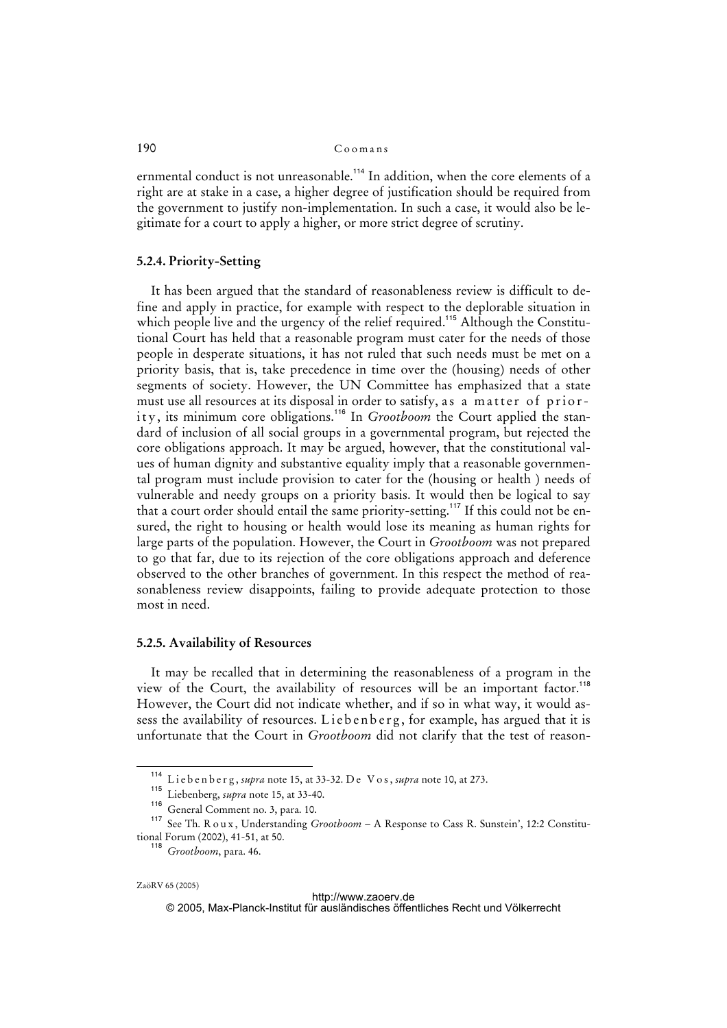ernmental conduct is not unreasonable.[114] In addition, when the core elements of a right are at stake in a case, a higher degree of justification should be required from the government to justify non-implementation. In such a case, it would also be legitimate for a court to apply a higher, or more strict degree of scrutiny.

### 5.2.4. Priority-Setting

It has been argued that the standard of reasonableness review is difficult to define and apply in practice, for example with respect to the deplorable situation in which people live and the urgency of the relief required.[115] Although the Constitutional Court has held that a reasonable program must cater for the needs of those people in desperate situations, it has not ruled that such needs must be met on a priority basis, that is, take precedence in time over the (housing) needs of other segments of society. However, the UN Committee has emphasized that a state must use all resources at its disposal in order to satisfy, as a matter of priority, its minimum core obligations.[116] In *Grootboom* the Court applied the standard of inclusion of all social groups in a governmental program, but rejected the core obligations approach. It may be argued, however, that the constitutional values of human dignity and substantive equality imply that a reasonable governmental program must include provision to cater for the (housing or health ) needs of vulnerable and needy groups on a priority basis. It would then be logical to say that a court order should entail the same priority-setting.[117] If this could not be ensured, the right to housing or health would lose its meaning as human rights for large parts of the population. However, the Court in *Grootboom* was not prepared to go that far, due to its rejection of the core obligations approach and deference observed to the other branches of government. In this respect the method of reasonableness review disappoints, failing to provide adequate protection to those most in need.

### 5.2.5. Availability of Resources

It may be recalled that in determining the reasonableness of a program in the view of the Court, the availability of resources will be an important factor.[118] However, the Court did not indicate whether, and if so in what way, it would assess the availability of resources. Liebenberg, for example, has argued that it is unfortunate that the Court in *Grootboom* did not clarify that the test of reason-

---

[114] Liebenberg, *supra* note 15, at 33-32. De Vos, *supra* note 10, at 273.

[115] Liebenberg, *supra* note 15, at 33-40.

[116] General Comment no. 3, para. 10.

[117] See Th. Roux, Understanding *Grootboom* – A Response to Cass R. Sunstein', 12:2 Constitutional Forum (2002), 41-51, at 50.

[118] *Grootboom*, para. 46.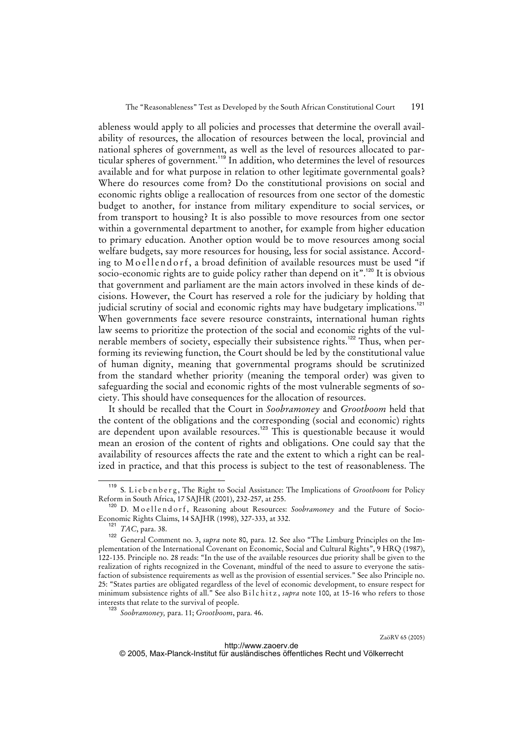ableness would apply to all policies and processes that determine the overall availability of resources, the allocation of resources between the local, provincial and national spheres of government, as well as the level of resources allocated to particular spheres of government.[119] In addition, who determines the level of resources available and for what purpose in relation to other legitimate governmental goals? Where do resources come from? Do the constitutional provisions on social and economic rights oblige a reallocation of resources from one sector of the domestic budget to another, for instance from military expenditure to social services, or from transport to housing? It is also possible to move resources from one sector within a governmental department to another, for example from higher education to primary education. Another option would be to move resources among social welfare budgets, say more resources for housing, less for social assistance. According to Moellendorf, a broad definition of available resources must be used "if socio-economic rights are to guide policy rather than depend on it".[120] It is obvious that government and parliament are the main actors involved in these kinds of decisions. However, the Court has reserved a role for the judiciary by holding that judicial scrutiny of social and economic rights may have budgetary implications.[121] When governments face severe resource constraints, international human rights law seems to prioritize the protection of the social and economic rights of the vulnerable members of society, especially their subsistence rights.[122] Thus, when performing its reviewing function, the Court should be led by the constitutional value of human dignity, meaning that governmental programs should be scrutinized from the standard whether priority (meaning the temporal order) was given to safeguarding the social and economic rights of the most vulnerable segments of society. This should have consequences for the allocation of resources.

It should be recalled that the Court in *Soobramoney* and *Grootboom* held that the content of the obligations and the corresponding (social and economic) rights are dependent upon available resources.[123] This is questionable because it would mean an erosion of the content of rights and obligations. One could say that the availability of resources affects the rate and the extent to which a right can be realized in practice, and that this process is subject to the test of reasonableness. The

---

[119] S. Liebenberg, The Right to Social Assistance: The Implications of *Grootboom* for Policy Reform in South Africa, 17 SAJHR (2001), 232-257, at 255.

[120] D. Moellendorf, Reasoning about Resources: *Soobramoney* and the Future of Socio-Economic Rights Claims, 14 SAJHR (1998), 327-333, at 332.

[121] *TAC*, para. 38.

[122] General Comment no. 3, *supra* note 80, para. 12. See also "The Limburg Principles on the Implementation of the International Covenant on Economic, Social and Cultural Rights", 9 HRQ (1987), 122-135. Principle no. 28 reads: "In the use of the available resources due priority shall be given to the realization of rights recognized in the Covenant, mindful of the need to assure to everyone the satisfaction of subsistence requirements as well as the provision of essential services." See also Principle no. 25: "States parties are obligated regardless of the level of economic development, to ensure respect for minimum subsistence rights of all." See also Bilchitz, *supra* note 100, at 15-16 who refers to those interests that relate to the survival of people.

[123] *Soobramoney,* para. 11; *Grootboom*, para. 46.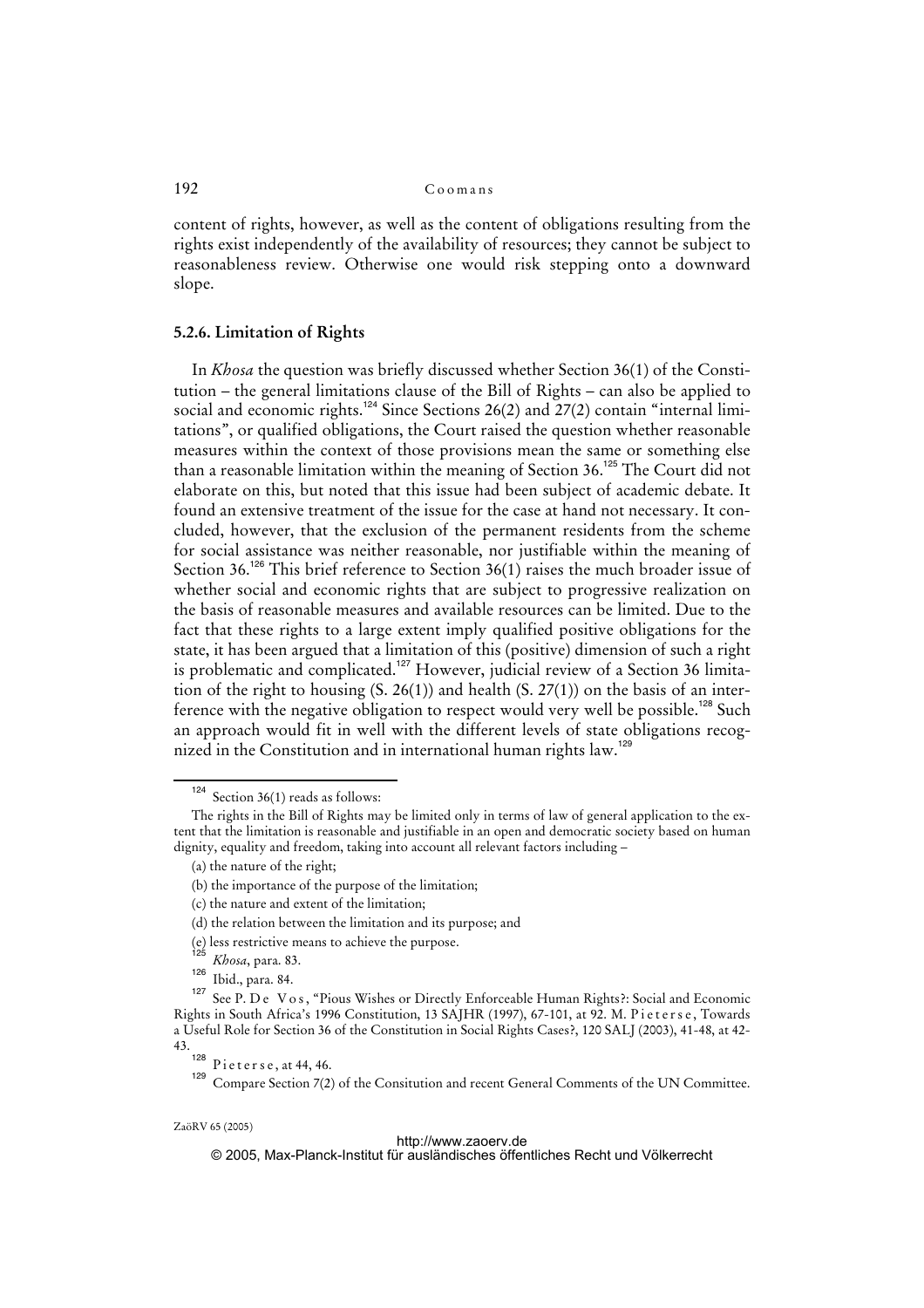content of rights, however, as well as the content of obligations resulting from the rights exist independently of the availability of resources; they cannot be subject to reasonableness review. Otherwise one would risk stepping onto a downward slope.

### 5.2.6. Limitation of Rights

In *Khosa* the question was briefly discussed whether Section 36(1) of the Constitution – the general limitations clause of the Bill of Rights – can also be applied to social and economic rights.[124] Since Sections 26(2) and 27(2) contain "internal limitations", or qualified obligations, the Court raised the question whether reasonable measures within the context of those provisions mean the same or something else than a reasonable limitation within the meaning of Section 36.[125] The Court did not elaborate on this, but noted that this issue had been subject of academic debate. It found an extensive treatment of the issue for the case at hand not necessary. It concluded, however, that the exclusion of the permanent residents from the scheme for social assistance was neither reasonable, nor justifiable within the meaning of Section 36.[126] This brief reference to Section 36(1) raises the much broader issue of whether social and economic rights that are subject to progressive realization on the basis of reasonable measures and available resources can be limited. Due to the fact that these rights to a large extent imply qualified positive obligations for the state, it has been argued that a limitation of this (positive) dimension of such a right is problematic and complicated.[127] However, judicial review of a Section 36 limitation of the right to housing (S. 26(1)) and health (S. 27(1)) on the basis of an interference with the negative obligation to respect would very well be possible.[128] Such an approach would fit in well with the different levels of state obligations recognized in the Constitution and in international human rights law.[129]

---

[124] Section 36(1) reads as follows:

The rights in the Bill of Rights may be limited only in terms of law of general application to the extent that the limitation is reasonable and justifiable in an open and democratic society based on human dignity, equality and freedom, taking into account all relevant factors including –

(a) the nature of the right;

(b) the importance of the purpose of the limitation;

(c) the nature and extent of the limitation;

(d) the relation between the limitation and its purpose; and

(e) less restrictive means to achieve the purpose.

[125] *Khosa*, para. 83.

[126] Ibid., para. 84.

[127] See P. De Vos, "Pious Wishes or Directly Enforceable Human Rights?: Social and Economic Rights in South Africa's 1996 Constitution, 13 SAJHR (1997), 67-101, at 92. M. Pieterse, Towards a Useful Role for Section 36 of the Constitution in Social Rights Cases?, 120 SALJ (2003), 41-48, at 42-43.

[128] Pieterse, at 44, 46.

[129] Compare Section 7(2) of the Consitution and recent General Comments of the UN Committee.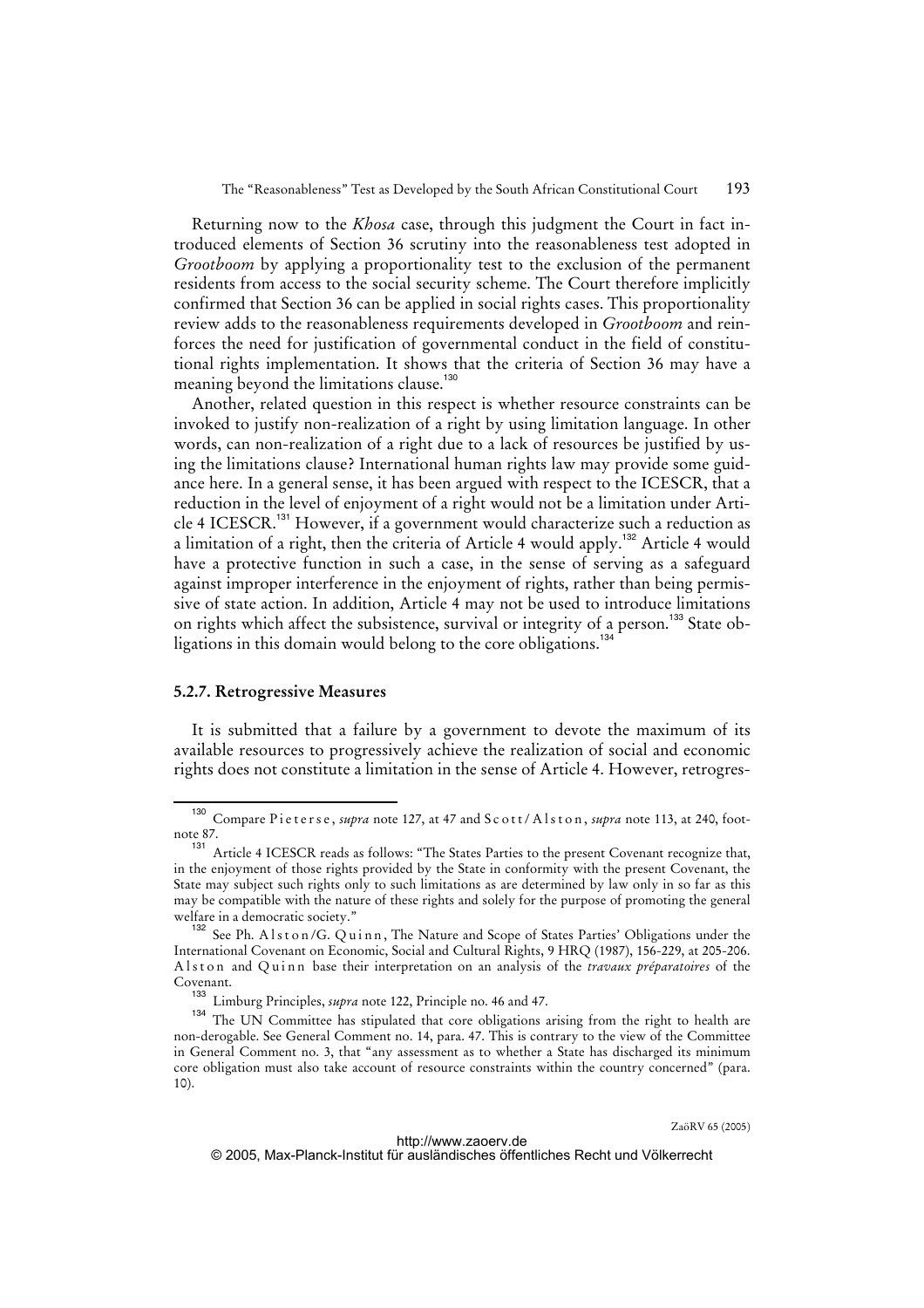Returning now to the *Khosa* case, through this judgment the Court in fact introduced elements of Section 36 scrutiny into the reasonableness test adopted in *Grootboom* by applying a proportionality test to the exclusion of the permanent residents from access to the social security scheme. The Court therefore implicitly confirmed that Section 36 can be applied in social rights cases. This proportionality review adds to the reasonableness requirements developed in *Grootboom* and reinforces the need for justification of governmental conduct in the field of constitutional rights implementation. It shows that the criteria of Section 36 may have a meaning beyond the limitations clause.[130]

Another, related question in this respect is whether resource constraints can be invoked to justify non-realization of a right by using limitation language. In other words, can non-realization of a right due to a lack of resources be justified by using the limitations clause? International human rights law may provide some guidance here. In a general sense, it has been argued with respect to the ICESCR, that a reduction in the level of enjoyment of a right would not be a limitation under Article 4 ICESCR.[131] However, if a government would characterize such a reduction as a limitation of a right, then the criteria of Article 4 would apply.[132] Article 4 would have a protective function in such a case, in the sense of serving as a safeguard against improper interference in the enjoyment of rights, rather than being permissive of state action. In addition, Article 4 may not be used to introduce limitations on rights which affect the subsistence, survival or integrity of a person.[133] State obligations in this domain would belong to the core obligations.[134]

#### 5.2.7. Retrogressive Measures

It is submitted that a failure by a government to devote the maximum of its available resources to progressively achieve the realization of social and economic rights does not constitute a limitation in the sense of Article 4. However, retrogres-

---

[130] Compare Pieterse, *supra* note 127, at 47 and Scott/Alston, *supra* note 113, at 240, footnote 87.

[131] Article 4 ICESCR reads as follows: "The States Parties to the present Covenant recognize that, in the enjoyment of those rights provided by the State in conformity with the present Covenant, the State may subject such rights only to such limitations as are determined by law only in so far as this may be compatible with the nature of these rights and solely for the purpose of promoting the general welfare in a democratic society."

[132] See Ph. Alston/G. Quinn, The Nature and Scope of States Parties' Obligations under the International Covenant on Economic, Social and Cultural Rights, 9 HRQ (1987), 156-229, at 205-206. Alston and Quinn base their interpretation on an analysis of the *travaux préparatoires* of the Covenant.

[133] Limburg Principles, *supra* note 122, Principle no. 46 and 47.

[134] The UN Committee has stipulated that core obligations arising from the right to health are non-derogable. See General Comment no. 14, para. 47. This is contrary to the view of the Committee in General Comment no. 3, that "any assessment as to whether a State has discharged its minimum core obligation must also take account of resource constraints within the country concerned" (para. 10).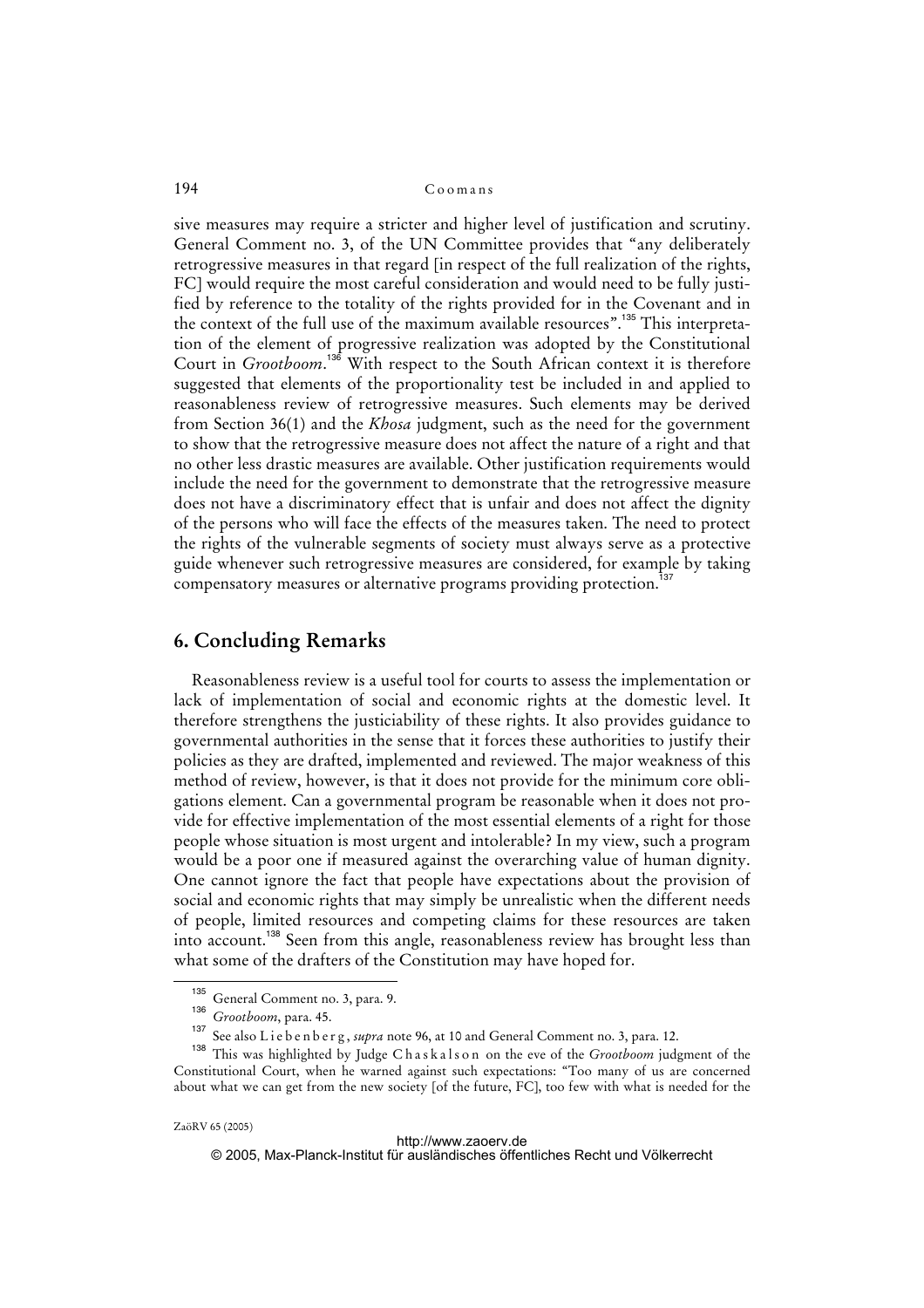sive measures may require a stricter and higher level of justification and scrutiny. General Comment no. 3, of the UN Committee provides that "any deliberately retrogressive measures in that regard [in respect of the full realization of the rights, FC] would require the most careful consideration and would need to be fully justified by reference to the totality of the rights provided for in the Covenant and in the context of the full use of the maximum available resources".[135] This interpretation of the element of progressive realization was adopted by the Constitutional Court in *Grootboom*.[136] With respect to the South African context it is therefore suggested that elements of the proportionality test be included in and applied to reasonableness review of retrogressive measures. Such elements may be derived from Section 36(1) and the *Khosa* judgment, such as the need for the government to show that the retrogressive measure does not affect the nature of a right and that no other less drastic measures are available. Other justification requirements would include the need for the government to demonstrate that the retrogressive measure does not have a discriminatory effect that is unfair and does not affect the dignity of the persons who will face the effects of the measures taken. The need to protect the rights of the vulnerable segments of society must always serve as a protective guide whenever such retrogressive measures are considered, for example by taking compensatory measures or alternative programs providing protection.[137]

## 6. Concluding Remarks

Reasonableness review is a useful tool for courts to assess the implementation or lack of implementation of social and economic rights at the domestic level. It therefore strengthens the justiciability of these rights. It also provides guidance to governmental authorities in the sense that it forces these authorities to justify their policies as they are drafted, implemented and reviewed. The major weakness of this method of review, however, is that it does not provide for the minimum core obligations element. Can a governmental program be reasonable when it does not provide for effective implementation of the most essential elements of a right for those people whose situation is most urgent and intolerable? In my view, such a program would be a poor one if measured against the overarching value of human dignity. One cannot ignore the fact that people have expectations about the provision of social and economic rights that may simply be unrealistic when the different needs of people, limited resources and competing claims for these resources are taken into account.[138] Seen from this angle, reasonableness review has brought less than what some of the drafters of the Constitution may have hoped for.

---

[135] General Comment no. 3, para. 9.

[136] *Grootboom*, para. 45.

[137] See also Liebenberg, *supra* note 96, at 10 and General Comment no. 3, para. 12.

[138] This was highlighted by Judge Chaskalson on the eve of the *Grootboom* judgment of the Constitutional Court, when he warned against such expectations: "Too many of us are concerned about what we can get from the new society [of the future, FC], too few with what is needed for the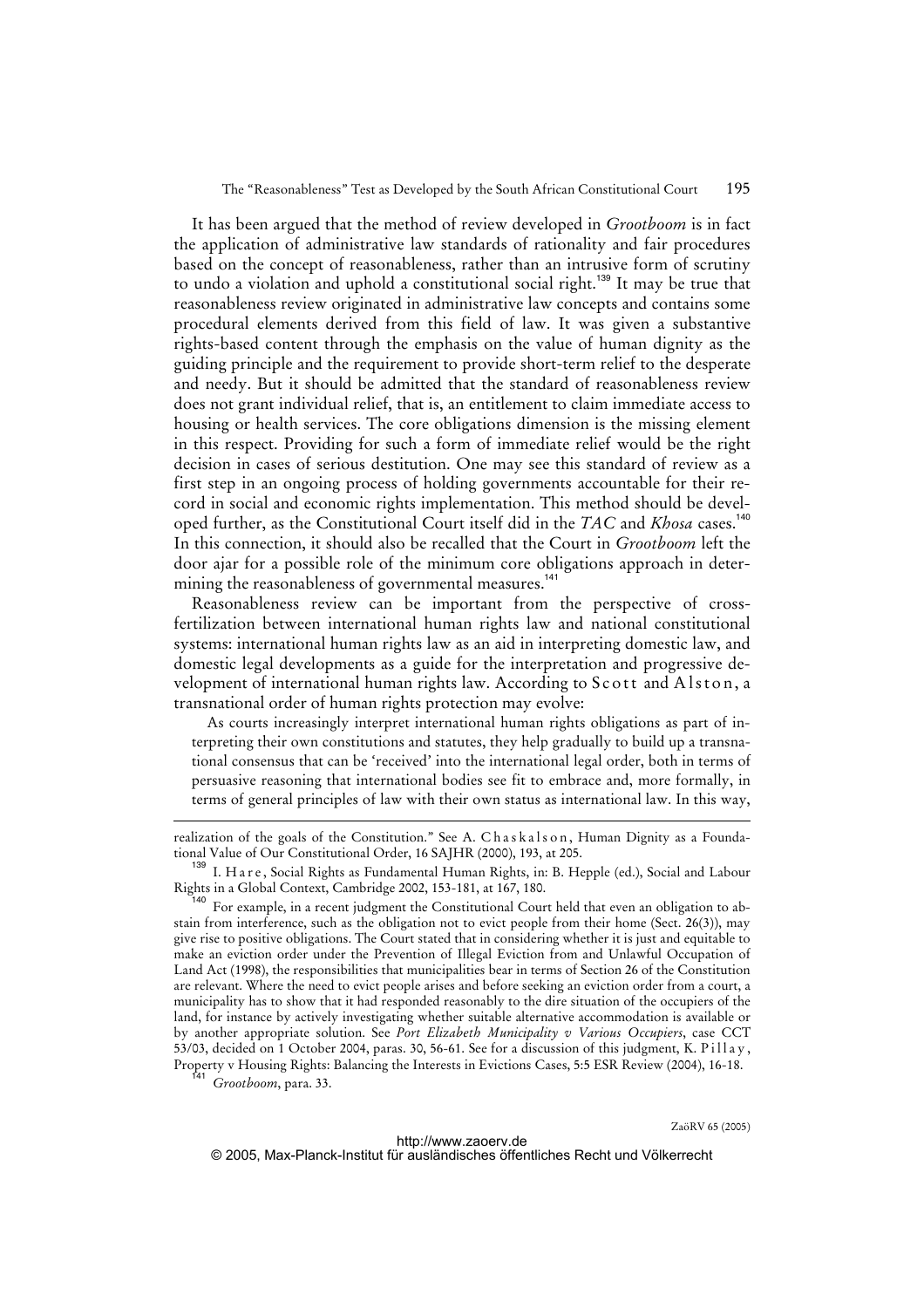It has been argued that the method of review developed in *Grootboom* is in fact the application of administrative law standards of rationality and fair procedures based on the concept of reasonableness, rather than an intrusive form of scrutiny to undo a violation and uphold a constitutional social right.[139] It may be true that reasonableness review originated in administrative law concepts and contains some procedural elements derived from this field of law. It was given a substantive rights-based content through the emphasis on the value of human dignity as the guiding principle and the requirement to provide short-term relief to the desperate and needy. But it should be admitted that the standard of reasonableness review does not grant individual relief, that is, an entitlement to claim immediate access to housing or health services. The core obligations dimension is the missing element in this respect. Providing for such a form of immediate relief would be the right decision in cases of serious destitution. One may see this standard of review as a first step in an ongoing process of holding governments accountable for their record in social and economic rights implementation. This method should be developed further, as the Constitutional Court itself did in the *TAC* and *Khosa* cases.[140] In this connection, it should also be recalled that the Court in *Grootboom* left the door ajar for a possible role of the minimum core obligations approach in determining the reasonableness of governmental measures.[141]

Reasonableness review can be important from the perspective of cross-fertilization between international human rights law and national constitutional systems: international human rights law as an aid in interpreting domestic law, and domestic legal developments as a guide for the interpretation and progressive development of international human rights law. According to Scott and Alston, a transnational order of human rights protection may evolve:

> As courts increasingly interpret international human rights obligations as part of interpreting their own constitutions and statutes, they help gradually to build up a transnational consensus that can be 'received' into the international legal order, both in terms of persuasive reasoning that international bodies see fit to embrace and, more formally, in terms of general principles of law with their own status as international law. In this way,

---

realization of the goals of the Constitution." See A. Chaskalson, Human Dignity as a Foundational Value of Our Constitutional Order, 16 SAJHR (2000), 193, at 205.

[139] I. Hare, Social Rights as Fundamental Human Rights, in: B. Hepple (ed.), Social and Labour Rights in a Global Context, Cambridge 2002, 153-181, at 167, 180.

[140] For example, in a recent judgment the Constitutional Court held that even an obligation to abstain from interference, such as the obligation not to evict people from their home (Sect. 26(3)), may give rise to positive obligations. The Court stated that in considering whether it is just and equitable to make an eviction order under the Prevention of Illegal Eviction from and Unlawful Occupation of Land Act (1998), the responsibilities that municipalities bear in terms of Section 26 of the Constitution are relevant. Where the need to evict people arises and before seeking an eviction order from a court, a municipality has to show that it had responded reasonably to the dire situation of the occupiers of the land, for instance by actively investigating whether suitable alternative accommodation is available or by another appropriate solution. See *Port Elizabeth Municipality v Various Occupiers*, case CCT 53/03, decided on 1 October 2004, paras. 30, 56-61. See for a discussion of this judgment, K. Pillay, Property v Housing Rights: Balancing the Interests in Evictions Cases, 5:5 ESR Review (2004), 16-18.

[141] *Grootboom*, para. 33.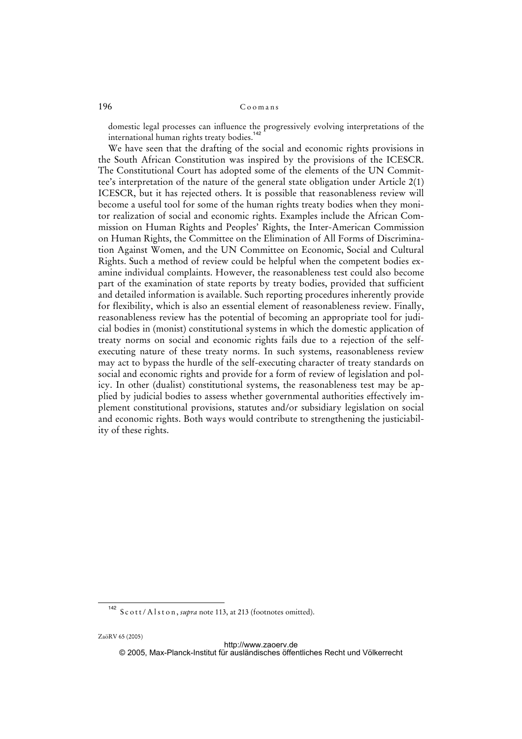domestic legal processes can influence the progressively evolving interpretations of the international human rights treaty bodies.[142]

We have seen that the drafting of the social and economic rights provisions in the South African Constitution was inspired by the provisions of the ICESCR. The Constitutional Court has adopted some of the elements of the UN Committee's interpretation of the nature of the general state obligation under Article 2(1) ICESCR, but it has rejected others. It is possible that reasonableness review will become a useful tool for some of the human rights treaty bodies when they monitor realization of social and economic rights. Examples include the African Commission on Human Rights and Peoples' Rights, the Inter-American Commission on Human Rights, the Committee on the Elimination of All Forms of Discrimination Against Women, and the UN Committee on Economic, Social and Cultural Rights. Such a method of review could be helpful when the competent bodies examine individual complaints. However, the reasonableness test could also become part of the examination of state reports by treaty bodies, provided that sufficient and detailed information is available. Such reporting procedures inherently provide for flexibility, which is also an essential element of reasonableness review. Finally, reasonableness review has the potential of becoming an appropriate tool for judicial bodies in (monist) constitutional systems in which the domestic application of treaty norms on social and economic rights fails due to a rejection of the self-executing nature of these treaty norms. In such systems, reasonableness review may act to bypass the hurdle of the self-executing character of treaty standards on social and economic rights and provide for a form of review of legislation and policy. In other (dualist) constitutional systems, the reasonableness test may be applied by judicial bodies to assess whether governmental authorities effectively implement constitutional provisions, statutes and/or subsidiary legislation on social and economic rights. Both ways would contribute to strengthening the justiciability of these rights.

[142] Scott/Alston, *supra* note 113, at 213 (footnotes omitted).